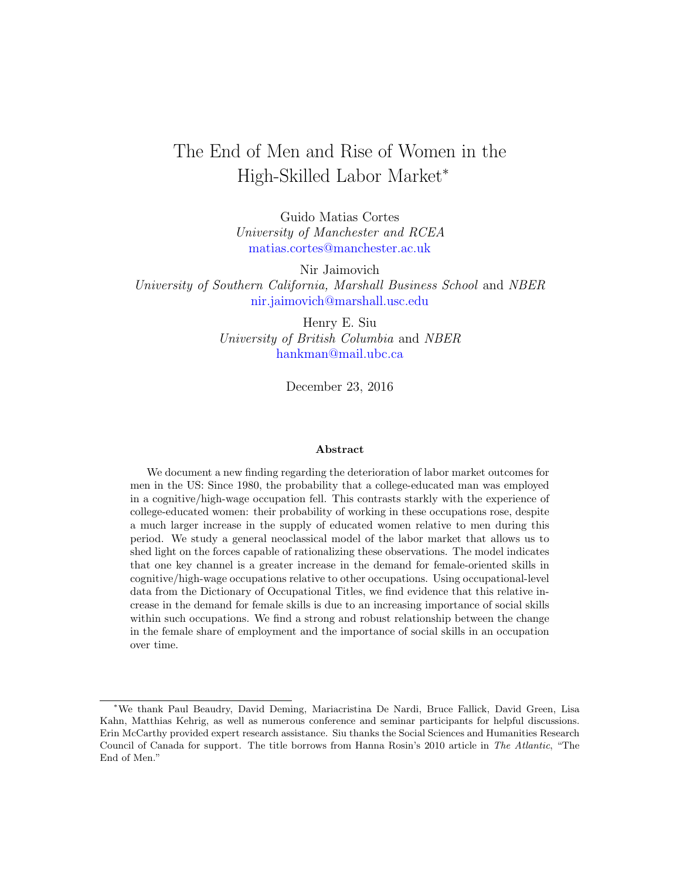# The End of Men and Rise of Women in the High-Skilled Labor Market*

Guido Matias Cortes
*University of Manchester and RCEA*
matias.cortes@manchester.ac.uk

Nir Jaimovich
*University of Southern California, Marshall Business School* and *NBER*
nir.jaimovich@marshall.usc.edu

Henry E. Siu
*University of British Columbia* and *NBER*
hankman@mail.ubc.ca

December 23, 2016

### Abstract

We document a new finding regarding the deterioration of labor market outcomes for men in the US: Since 1980, the probability that a college-educated man was employed in a cognitive/high-wage occupation fell. This contrasts starkly with the experience of college-educated women: their probability of working in these occupations rose, despite a much larger increase in the supply of educated women relative to men during this period. We study a general neoclassical model of the labor market that allows us to shed light on the forces capable of rationalizing these observations. The model indicates that one key channel is a greater increase in the demand for female-oriented skills in cognitive/high-wage occupations relative to other occupations. Using occupational-level data from the Dictionary of Occupational Titles, we find evidence that this relative increase in the demand for female skills is due to an increasing importance of social skills within such occupations. We find a strong and robust relationship between the change in the female share of employment and the importance of social skills in an occupation over time.

---

*We thank Paul Beaudry, David Deming, Mariacristina De Nardi, Bruce Fallick, David Green, Lisa Kahn, Matthias Kehrig, as well as numerous conference and seminar participants for helpful discussions. Erin McCarthy provided expert research assistance. Siu thanks the Social Sciences and Humanities Research Council of Canada for support. The title borrows from Hanna Rosin's 2010 article in *The Atlantic*, "The End of Men."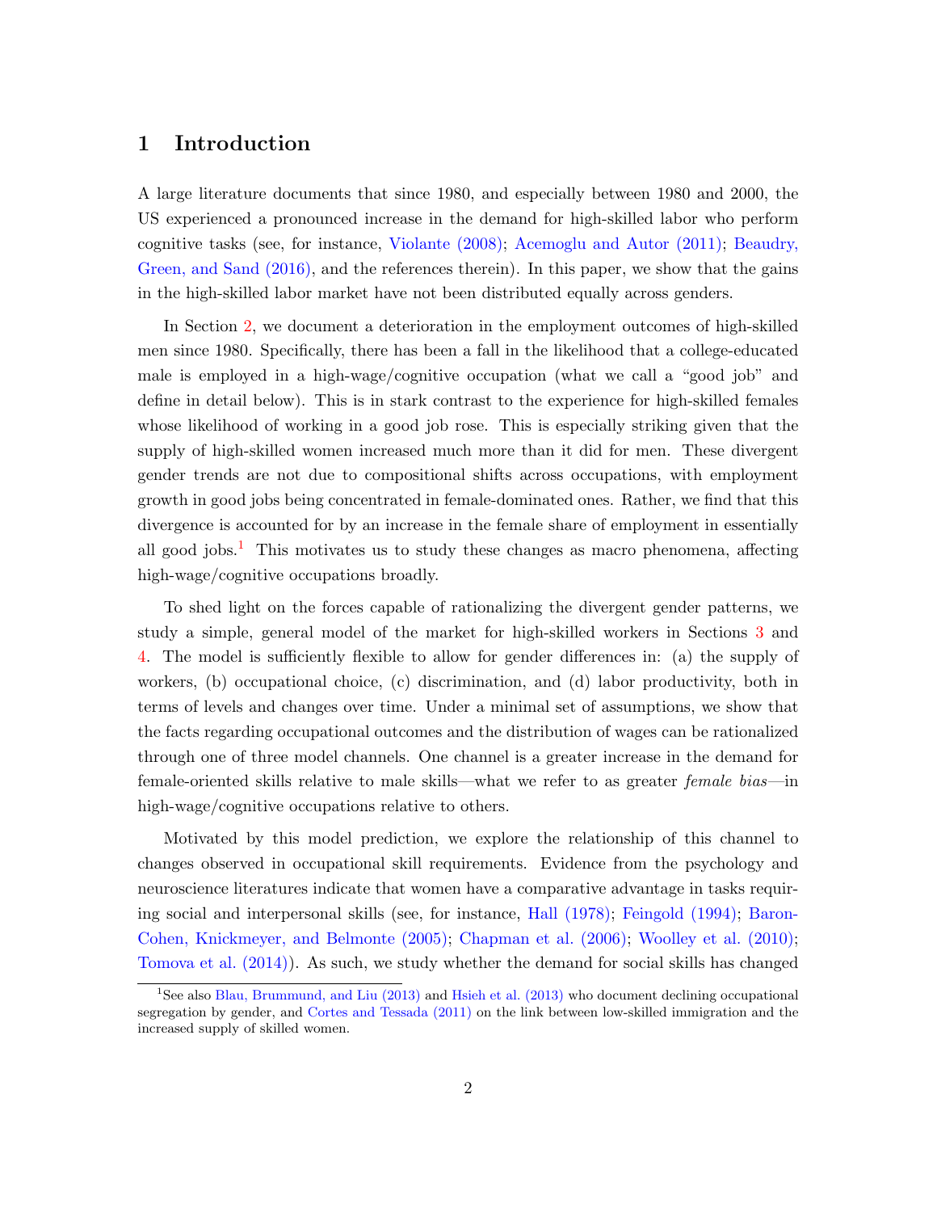# 1 Introduction

A large literature documents that since 1980, and especially between 1980 and 2000, the US experienced a pronounced increase in the demand for high-skilled labor who perform cognitive tasks (see, for instance, Violante (2008); Acemoglu and Autor (2011); Beaudry, Green, and Sand (2016), and the references therein). In this paper, we show that the gains in the high-skilled labor market have not been distributed equally across genders.

In Section 2, we document a deterioration in the employment outcomes of high-skilled men since 1980. Specifically, there has been a fall in the likelihood that a college-educated male is employed in a high-wage/cognitive occupation (what we call a "good job" and define in detail below). This is in stark contrast to the experience for high-skilled females whose likelihood of working in a good job rose. This is especially striking given that the supply of high-skilled women increased much more than it did for men. These divergent gender trends are not due to compositional shifts across occupations, with employment growth in good jobs being concentrated in female-dominated ones. Rather, we find that this divergence is accounted for by an increase in the female share of employment in essentially all good jobs.[1] This motivates us to study these changes as macro phenomena, affecting high-wage/cognitive occupations broadly.

To shed light on the forces capable of rationalizing the divergent gender patterns, we study a simple, general model of the market for high-skilled workers in Sections 3 and 4. The model is sufficiently flexible to allow for gender differences in: (a) the supply of workers, (b) occupational choice, (c) discrimination, and (d) labor productivity, both in terms of levels and changes over time. Under a minimal set of assumptions, we show that the facts regarding occupational outcomes and the distribution of wages can be rationalized through one of three model channels. One channel is a greater increase in the demand for female-oriented skills relative to male skills—what we refer to as greater *female bias*—in high-wage/cognitive occupations relative to others.

Motivated by this model prediction, we explore the relationship of this channel to changes observed in occupational skill requirements. Evidence from the psychology and neuroscience literatures indicate that women have a comparative advantage in tasks requiring social and interpersonal skills (see, for instance, Hall (1978); Feingold (1994); Baron-Cohen, Knickmeyer, and Belmonte (2005); Chapman et al. (2006); Woolley et al. (2010); Tomova et al. (2014)). As such, we study whether the demand for social skills has changed

[1] See also Blau, Brummund, and Liu (2013) and Hsieh et al. (2013) who document declining occupational segregation by gender, and Cortes and Tessada (2011) on the link between low-skilled immigration and the increased supply of skilled women.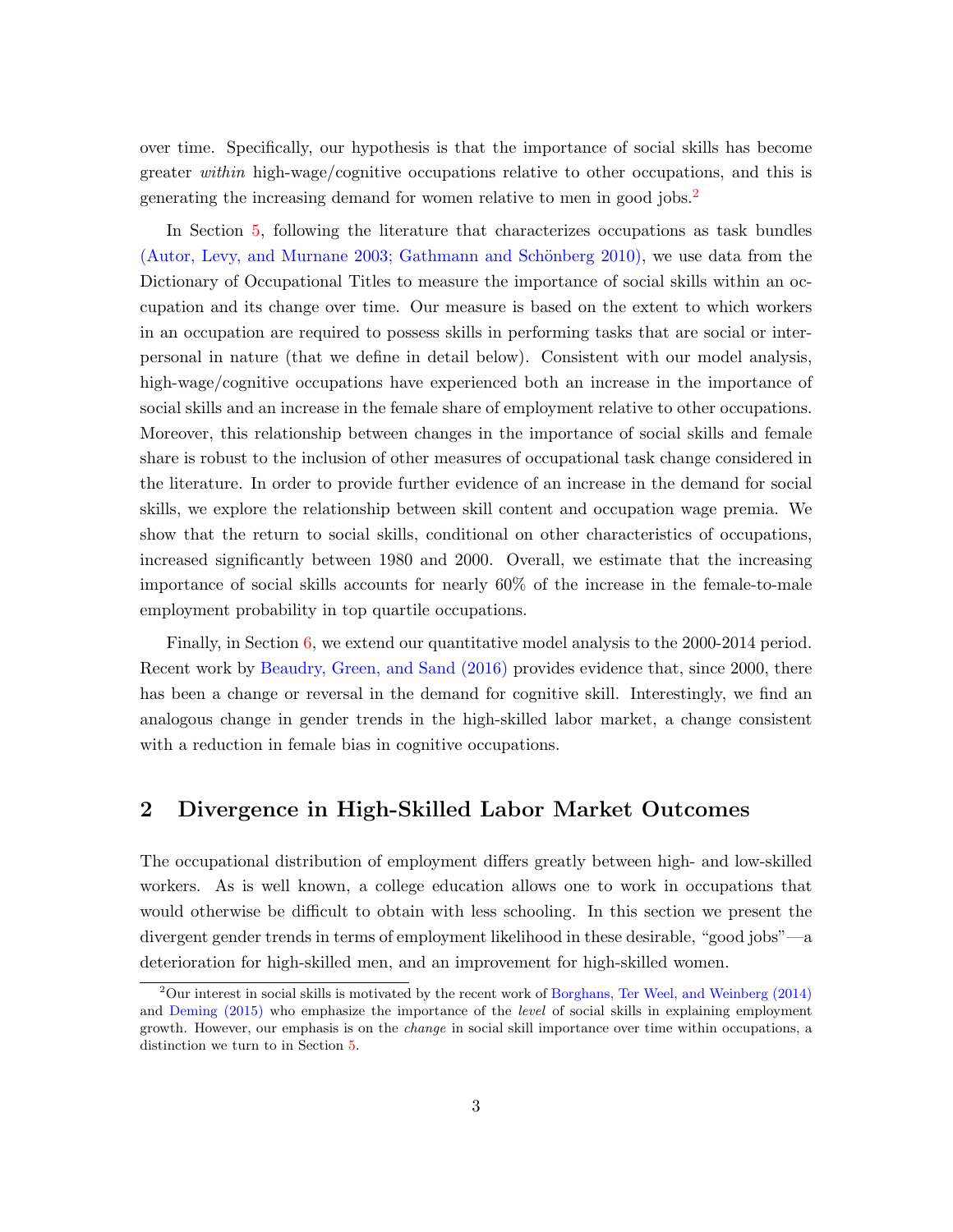over time. Specifically, our hypothesis is that the importance of social skills has become greater *within* high-wage/cognitive occupations relative to other occupations, and this is generating the increasing demand for women relative to men in good jobs.[2]

In Section 5, following the literature that characterizes occupations as task bundles (Autor, Levy, and Murnane 2003; Gathmann and Schönberg 2010), we use data from the Dictionary of Occupational Titles to measure the importance of social skills within an occupation and its change over time. Our measure is based on the extent to which workers in an occupation are required to possess skills in performing tasks that are social or interpersonal in nature (that we define in detail below). Consistent with our model analysis, high-wage/cognitive occupations have experienced both an increase in the importance of social skills and an increase in the female share of employment relative to other occupations. Moreover, this relationship between changes in the importance of social skills and female share is robust to the inclusion of other measures of occupational task change considered in the literature. In order to provide further evidence of an increase in the demand for social skills, we explore the relationship between skill content and occupation wage premia. We show that the return to social skills, conditional on other characteristics of occupations, increased significantly between 1980 and 2000. Overall, we estimate that the increasing importance of social skills accounts for nearly 60% of the increase in the female-to-male employment probability in top quartile occupations.

Finally, in Section 6, we extend our quantitative model analysis to the 2000-2014 period. Recent work by Beaudry, Green, and Sand (2016) provides evidence that, since 2000, there has been a change or reversal in the demand for cognitive skill. Interestingly, we find an analogous change in gender trends in the high-skilled labor market, a change consistent with a reduction in female bias in cognitive occupations.

## 2 Divergence in High-Skilled Labor Market Outcomes

The occupational distribution of employment differs greatly between high- and low-skilled workers. As is well known, a college education allows one to work in occupations that would otherwise be difficult to obtain with less schooling. In this section we present the divergent gender trends in terms of employment likelihood in these desirable, "good jobs"—a deterioration for high-skilled men, and an improvement for high-skilled women.

[2] Our interest in social skills is motivated by the recent work of Borghans, Ter Weel, and Weinberg (2014) and Deming (2015) who emphasize the importance of the *level* of social skills in explaining employment growth. However, our emphasis is on the *change* in social skill importance over time within occupations, a distinction we turn to in Section 5.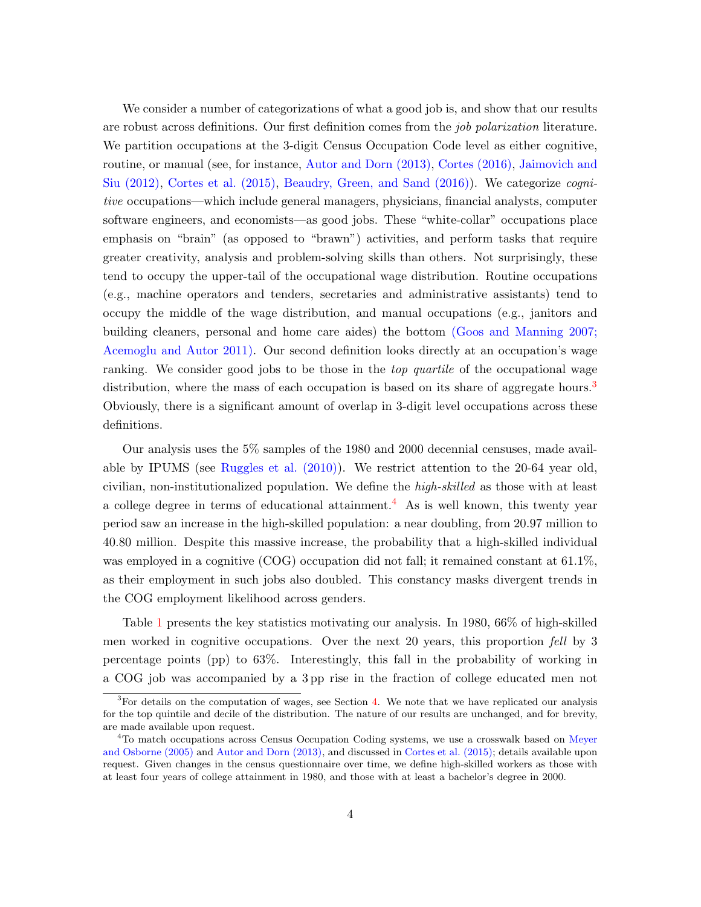We consider a number of categorizations of what a good job is, and show that our results are robust across definitions. Our first definition comes from the *job polarization* literature. We partition occupations at the 3-digit Census Occupation Code level as either cognitive, routine, or manual (see, for instance, Autor and Dorn (2013), Cortes (2016), Jaimovich and Siu (2012), Cortes et al. (2015), Beaudry, Green, and Sand (2016)). We categorize *cognitive* occupations—which include general managers, physicians, financial analysts, computer software engineers, and economists—as good jobs. These "white-collar" occupations place emphasis on "brain" (as opposed to "brawn") activities, and perform tasks that require greater creativity, analysis and problem-solving skills than others. Not surprisingly, these tend to occupy the upper-tail of the occupational wage distribution. Routine occupations (e.g., machine operators and tenders, secretaries and administrative assistants) tend to occupy the middle of the wage distribution, and manual occupations (e.g., janitors and building cleaners, personal and home care aides) the bottom (Goos and Manning 2007; Acemoglu and Autor 2011). Our second definition looks directly at an occupation's wage ranking. We consider good jobs to be those in the *top quartile* of the occupational wage distribution, where the mass of each occupation is based on its share of aggregate hours.[3] Obviously, there is a significant amount of overlap in 3-digit level occupations across these definitions.

Our analysis uses the 5% samples of the 1980 and 2000 decennial censuses, made available by IPUMS (see Ruggles et al. (2010)). We restrict attention to the 20-64 year old, civilian, non-institutionalized population. We define the *high-skilled* as those with at least a college degree in terms of educational attainment.[4] As is well known, this twenty year period saw an increase in the high-skilled population: a near doubling, from 20.97 million to 40.80 million. Despite this massive increase, the probability that a high-skilled individual was employed in a cognitive (COG) occupation did not fall; it remained constant at 61.1%, as their employment in such jobs also doubled. This constancy masks divergent trends in the COG employment likelihood across genders.

Table 1 presents the key statistics motivating our analysis. In 1980, 66% of high-skilled men worked in cognitive occupations. Over the next 20 years, this proportion *fell* by 3 percentage points (pp) to 63%. Interestingly, this fall in the probability of working in a COG job was accompanied by a 3 pp rise in the fraction of college educated men not

[3] For details on the computation of wages, see Section 4. We note that we have replicated our analysis for the top quintile and decile of the distribution. The nature of our results are unchanged, and for brevity, are made available upon request.

[4] To match occupations across Census Occupation Coding systems, we use a crosswalk based on Meyer and Osborne (2005) and Autor and Dorn (2013), and discussed in Cortes et al. (2015); details available upon request. Given changes in the census questionnaire over time, we define high-skilled workers as those with at least four years of college attainment in 1980, and those with at least a bachelor's degree in 2000.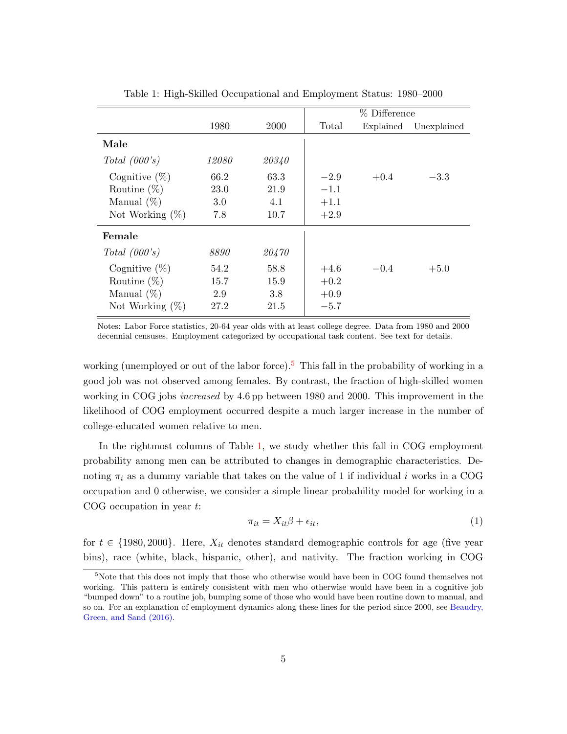Table 1: High-Skilled Occupational and Employment Status: 1980–2000

| | 1980 | 2000 | % Difference Total | Explained | Unexplained |
|---|---|---|---|---|---|
| **Male** | | | | | |
| *Total (000's)* | *12080* | *20340* | | | |
| Cognitive (%) | 66.2 | 63.3 | −2.9 | +0.4 | −3.3 |
| Routine (%) | 23.0 | 21.9 | −1.1 | | |
| Manual (%) | 3.0 | 4.1 | +1.1 | | |
| Not Working (%) | 7.8 | 10.7 | +2.9 | | |
| **Female** | | | | | |
| *Total (000's)* | *8890* | *20470* | | | |
| Cognitive (%) | 54.2 | 58.8 | +4.6 | −0.4 | +5.0 |
| Routine (%) | 15.7 | 15.9 | +0.2 | | |
| Manual (%) | 2.9 | 3.8 | +0.9 | | |
| Not Working (%) | 27.2 | 21.5 | −5.7 | | |

Notes: Labor Force statistics, 20-64 year olds with at least college degree. Data from 1980 and 2000 decennial censuses. Employment categorized by occupational task content. See text for details.

working (unemployed or out of the labor force).[5] This fall in the probability of working in a good job was not observed among females. By contrast, the fraction of high-skilled women working in COG jobs *increased* by 4.6 pp between 1980 and 2000. This improvement in the likelihood of COG employment occurred despite a much larger increase in the number of college-educated women relative to men.

In the rightmost columns of Table 1, we study whether this fall in COG employment probability among men can be attributed to changes in demographic characteristics. Denoting $\pi_i$ as a dummy variable that takes on the value of 1 if individual $i$ works in a COG occupation and 0 otherwise, we consider a simple linear probability model for working in a COG occupation in year $t$:

$$\pi_{it} = X_{it}\beta + \epsilon_{it}, \tag{1}$$

for $t \in \{1980, 2000\}$. Here, $X_{it}$ denotes standard demographic controls for age (five year bins), race (white, black, hispanic, other), and nativity. The fraction working in COG

[5]Note that this does not imply that those who otherwise would have been in COG found themselves not working. This pattern is entirely consistent with men who otherwise would have been in a cognitive job "bumped down" to a routine job, bumping some of those who would have been routine down to manual, and so on. For an explanation of employment dynamics along these lines for the period since 2000, see Beaudry, Green, and Sand (2016).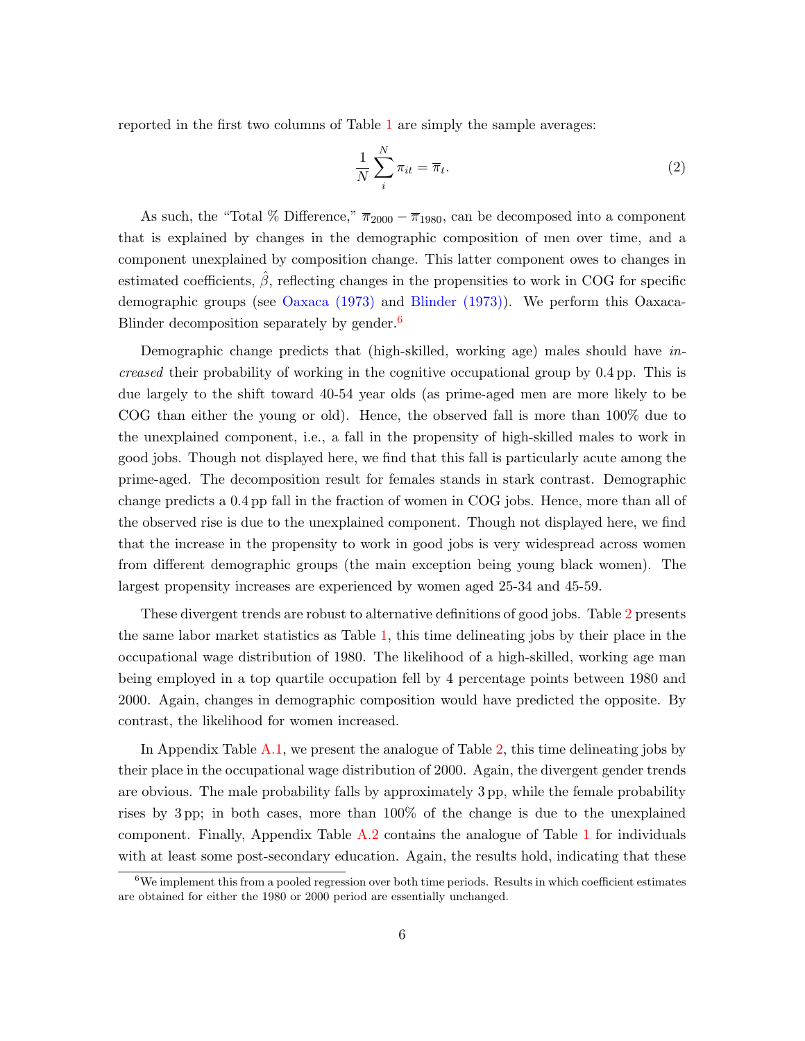reported in the first two columns of Table 1 are simply the sample averages:

$$\frac{1}{N}\sum_{i}^{N}\pi_{it} = \overline{\pi}_{t}. \tag{2}$$

As such, the "Total % Difference," $\overline{\pi}_{2000} - \overline{\pi}_{1980}$, can be decomposed into a component that is explained by changes in the demographic composition of men over time, and a component unexplained by composition change. This latter component owes to changes in estimated coefficients, $\hat{\beta}$, reflecting changes in the propensities to work in COG for specific demographic groups (see Oaxaca (1973) and Blinder (1973)). We perform this Oaxaca-Blinder decomposition separately by gender.[6]

Demographic change predicts that (high-skilled, working age) males should have *increased* their probability of working in the cognitive occupational group by 0.4 pp. This is due largely to the shift toward 40-54 year olds (as prime-aged men are more likely to be COG than either the young or old). Hence, the observed fall is more than 100% due to the unexplained component, i.e., a fall in the propensity of high-skilled males to work in good jobs. Though not displayed here, we find that this fall is particularly acute among the prime-aged. The decomposition result for females stands in stark contrast. Demographic change predicts a 0.4 pp fall in the fraction of women in COG jobs. Hence, more than all of the observed rise is due to the unexplained component. Though not displayed here, we find that the increase in the propensity to work in good jobs is very widespread across women from different demographic groups (the main exception being young black women). The largest propensity increases are experienced by women aged 25-34 and 45-59.

These divergent trends are robust to alternative definitions of good jobs. Table 2 presents the same labor market statistics as Table 1, this time delineating jobs by their place in the occupational wage distribution of 1980. The likelihood of a high-skilled, working age man being employed in a top quartile occupation fell by 4 percentage points between 1980 and 2000. Again, changes in demographic composition would have predicted the opposite. By contrast, the likelihood for women increased.

In Appendix Table A.1, we present the analogue of Table 2, this time delineating jobs by their place in the occupational wage distribution of 2000. Again, the divergent gender trends are obvious. The male probability falls by approximately 3 pp, while the female probability rises by 3 pp; in both cases, more than 100% of the change is due to the unexplained component. Finally, Appendix Table A.2 contains the analogue of Table 1 for individuals with at least some post-secondary education. Again, the results hold, indicating that these

[6] We implement this from a pooled regression over both time periods. Results in which coefficient estimates are obtained for either the 1980 or 2000 period are essentially unchanged.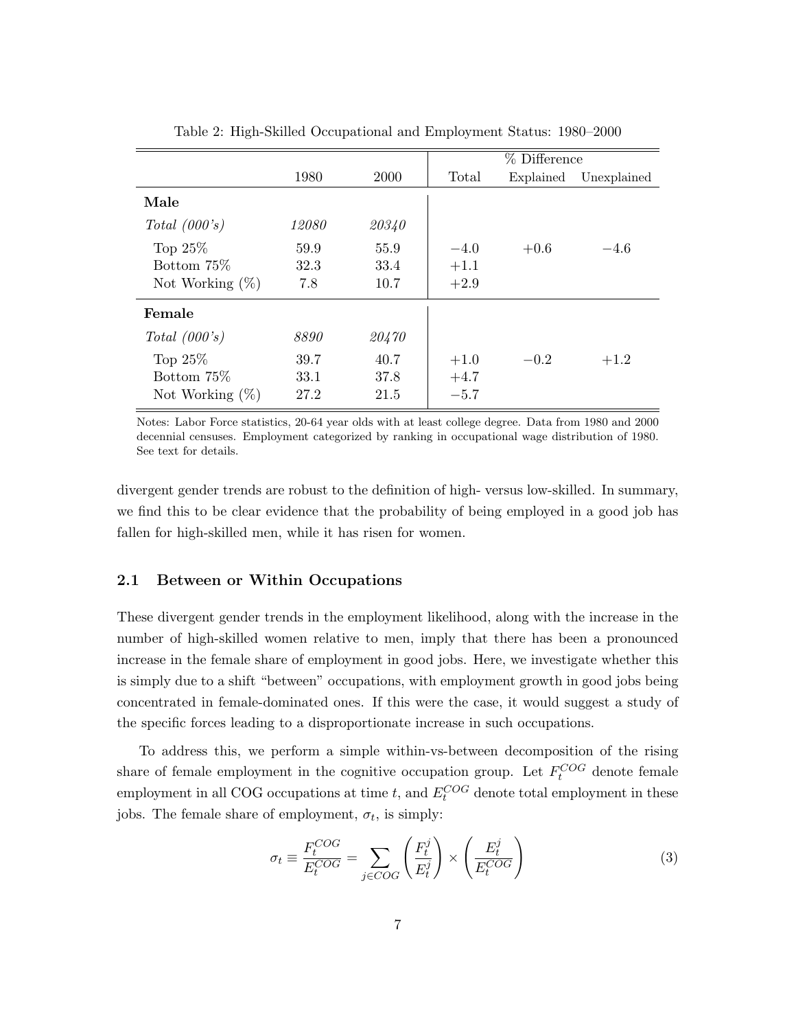Table 2: High-Skilled Occupational and Employment Status: 1980–2000

| | 1980 | 2000 | % Difference Total | Explained | Unexplained |
|---|---|---|---|---|---|
| **Male** | | | | | |
| *Total (000's)* | *12080* | *20340* | | | |
| Top 25% | 59.9 | 55.9 | −4.0 | +0.6 | −4.6 |
| Bottom 75% | 32.3 | 33.4 | +1.1 | | |
| Not Working (%) | 7.8 | 10.7 | +2.9 | | |
| **Female** | | | | | |
| *Total (000's)* | *8890* | *20470* | | | |
| Top 25% | 39.7 | 40.7 | +1.0 | −0.2 | +1.2 |
| Bottom 75% | 33.1 | 37.8 | +4.7 | | |
| Not Working (%) | 27.2 | 21.5 | −5.7 | | |

Notes: Labor Force statistics, 20-64 year olds with at least college degree. Data from 1980 and 2000 decennial censuses. Employment categorized by ranking in occupational wage distribution of 1980. See text for details.

divergent gender trends are robust to the definition of high- versus low-skilled. In summary, we find this to be clear evidence that the probability of being employed in a good job has fallen for high-skilled men, while it has risen for women.

## 2.1 Between or Within Occupations

These divergent gender trends in the employment likelihood, along with the increase in the number of high-skilled women relative to men, imply that there has been a pronounced increase in the female share of employment in good jobs. Here, we investigate whether this is simply due to a shift "between" occupations, with employment growth in good jobs being concentrated in female-dominated ones. If this were the case, it would suggest a study of the specific forces leading to a disproportionate increase in such occupations.

To address this, we perform a simple within-vs-between decomposition of the rising share of female employment in the cognitive occupation group. Let $F_t^{COG}$ denote female employment in all COG occupations at time $t$, and $E_t^{COG}$ denote total employment in these jobs. The female share of employment, $\sigma_t$, is simply:

$$\sigma_t \equiv \frac{F_t^{COG}}{E_t^{COG}} = \sum_{j \in COG} \left( \frac{F_t^j}{E_t^j} \right) \times \left( \frac{E_t^j}{E_t^{COG}} \right) \tag{3}$$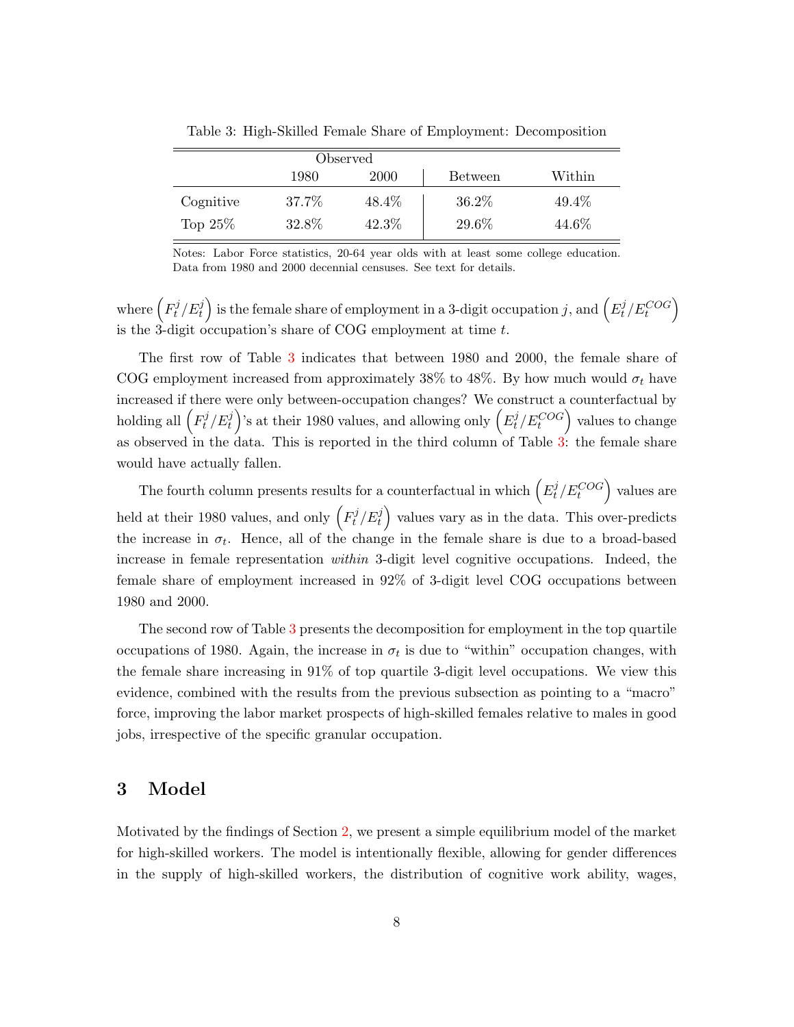Table 3: High-Skilled Female Share of Employment: Decomposition

| | Observed | | | |
|---|---|---|---|---|
| | 1980 | 2000 | Between | Within |
| Cognitive | 37.7% | 48.4% | 36.2% | 49.4% |
| Top 25% | 32.8% | 42.3% | 29.6% | 44.6% |

Notes: Labor Force statistics, 20-64 year olds with at least some college education. Data from 1980 and 2000 decennial censuses. See text for details.

where $\left(F_t^j/E_t^j\right)$ is the female share of employment in a 3-digit occupation $j$, and $\left(E_t^j/E_t^{COG}\right)$ is the 3-digit occupation's share of COG employment at time $t$.

The first row of Table 3 indicates that between 1980 and 2000, the female share of COG employment increased from approximately 38% to 48%. By how much would $\sigma_t$ have increased if there were only between-occupation changes? We construct a counterfactual by holding all $\left(F_t^j/E_t^j\right)$'s at their 1980 values, and allowing only $\left(E_t^j/E_t^{COG}\right)$ values to change as observed in the data. This is reported in the third column of Table 3: the female share would have actually fallen.

The fourth column presents results for a counterfactual in which $\left(E_t^j/E_t^{COG}\right)$ values are held at their 1980 values, and only $\left(F_t^j/E_t^j\right)$ values vary as in the data. This over-predicts the increase in $\sigma_t$. Hence, all of the change in the female share is due to a broad-based increase in female representation *within* 3-digit level cognitive occupations. Indeed, the female share of employment increased in 92% of 3-digit level COG occupations between 1980 and 2000.

The second row of Table 3 presents the decomposition for employment in the top quartile occupations of 1980. Again, the increase in $\sigma_t$ is due to "within" occupation changes, with the female share increasing in 91% of top quartile 3-digit level occupations. We view this evidence, combined with the results from the previous subsection as pointing to a "macro" force, improving the labor market prospects of high-skilled females relative to males in good jobs, irrespective of the specific granular occupation.

# 3 Model

Motivated by the findings of Section 2, we present a simple equilibrium model of the market for high-skilled workers. The model is intentionally flexible, allowing for gender differences in the supply of high-skilled workers, the distribution of cognitive work ability, wages,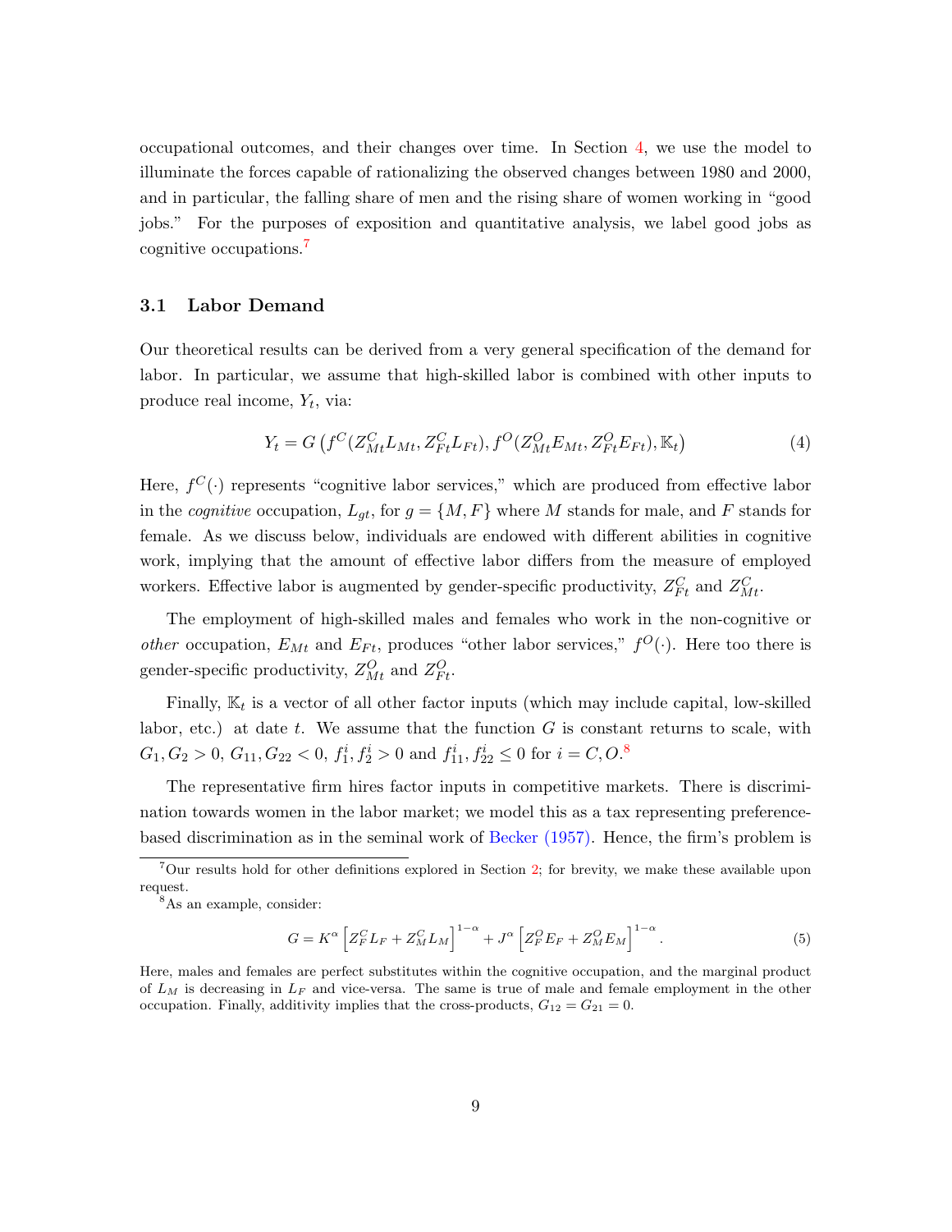occupational outcomes, and their changes over time. In Section 4, we use the model to illuminate the forces capable of rationalizing the observed changes between 1980 and 2000, and in particular, the falling share of men and the rising share of women working in "good jobs." For the purposes of exposition and quantitative analysis, we label good jobs as cognitive occupations.[7]

### 3.1 Labor Demand

Our theoretical results can be derived from a very general specification of the demand for labor. In particular, we assume that high-skilled labor is combined with other inputs to produce real income, $Y_t$, via:

$$Y_t = G\left(f^C(Z^C_{Mt}L_{Mt}, Z^C_{Ft}L_{Ft}), f^O(Z^O_{Mt}E_{Mt}, Z^O_{Ft}E_{Ft}), \mathbb{K}_t\right) \tag{4}$$

Here, $f^C(\cdot)$ represents "cognitive labor services," which are produced from effective labor in the *cognitive* occupation, $L_{gt}$, for $g = \{M, F\}$ where $M$ stands for male, and $F$ stands for female. As we discuss below, individuals are endowed with different abilities in cognitive work, implying that the amount of effective labor differs from the measure of employed workers. Effective labor is augmented by gender-specific productivity, $Z^C_{Ft}$ and $Z^C_{Mt}$.

The employment of high-skilled males and females who work in the non-cognitive or *other* occupation, $E_{Mt}$ and $E_{Ft}$, produces "other labor services," $f^O(\cdot)$. Here too there is gender-specific productivity, $Z^O_{Mt}$ and $Z^O_{Ft}$.

Finally, $\mathbb{K}_t$ is a vector of all other factor inputs (which may include capital, low-skilled labor, etc.) at date $t$. We assume that the function $G$ is constant returns to scale, with $G_1, G_2 > 0$, $G_{11}, G_{22} < 0$, $f^i_1, f^i_2 > 0$ and $f^i_{11}, f^i_{22} \leq 0$ for $i = C, O$.[8]

The representative firm hires factor inputs in competitive markets. There is discrimination towards women in the labor market; we model this as a tax representing preference-based discrimination as in the seminal work of Becker (1957). Hence, the firm's problem is

---

[7] Our results hold for other definitions explored in Section 2; for brevity, we make these available upon request.

[8] As an example, consider:

$$G = K^{\alpha}\left[Z^C_F L_F + Z^C_M L_M\right]^{1-\alpha} + J^{\alpha}\left[Z^O_F E_F + Z^O_M E_M\right]^{1-\alpha}. \tag{5}$$

Here, males and females are perfect substitutes within the cognitive occupation, and the marginal product of $L_M$ is decreasing in $L_F$ and vice-versa. The same is true of male and female employment in the other occupation. Finally, additivity implies that the cross-products, $G_{12} = G_{21} = 0$.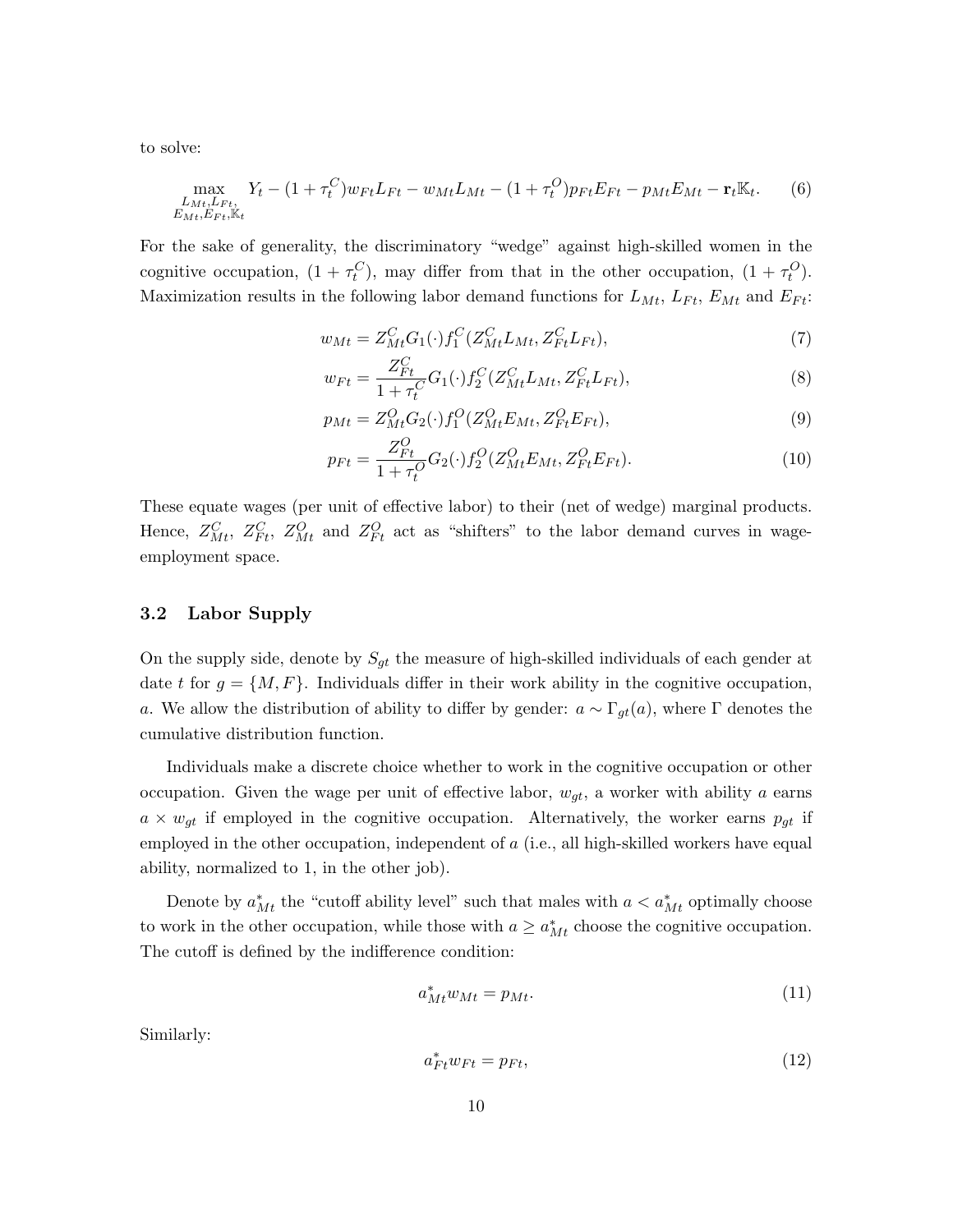to solve:

$$\max_{\substack{L_{Mt},L_{Ft},\\E_{Mt},E_{Ft},\mathbb{K}_t}} \quad Y_t - (1+\tau_t^C)w_{Ft}L_{Ft} - w_{Mt}L_{Mt} - (1+\tau_t^O)p_{Ft}E_{Ft} - p_{Mt}E_{Mt} - \mathbf{r}_t\mathbb{K}_t. \tag{6}$$

For the sake of generality, the discriminatory "wedge" against high-skilled women in the cognitive occupation, $(1+\tau_t^C)$, may differ from that in the other occupation, $(1+\tau_t^O)$. Maximization results in the following labor demand functions for $L_{Mt}$, $L_{Ft}$, $E_{Mt}$ and $E_{Ft}$:

$$w_{Mt} = Z_{Mt}^C G_1(\cdot) f_1^C(Z_{Mt}^C L_{Mt}, Z_{Ft}^C L_{Ft}), \tag{7}$$

$$w_{Ft} = \frac{Z_{Ft}^C}{1+\tau_t^C} G_1(\cdot) f_2^C(Z_{Mt}^C L_{Mt}, Z_{Ft}^C L_{Ft}), \tag{8}$$

$$p_{Mt} = Z_{Mt}^O G_2(\cdot) f_1^O(Z_{Mt}^O E_{Mt}, Z_{Ft}^O E_{Ft}), \tag{9}$$

$$p_{Ft} = \frac{Z_{Ft}^O}{1+\tau_t^O} G_2(\cdot) f_2^O(Z_{Mt}^O E_{Mt}, Z_{Ft}^O E_{Ft}). \tag{10}$$

These equate wages (per unit of effective labor) to their (net of wedge) marginal products. Hence, $Z_{Mt}^C$, $Z_{Ft}^C$, $Z_{Mt}^O$ and $Z_{Ft}^O$ act as "shifters" to the labor demand curves in wage-employment space.

### 3.2 Labor Supply

On the supply side, denote by $S_{gt}$ the measure of high-skilled individuals of each gender at date $t$ for $g = \{M, F\}$. Individuals differ in their work ability in the cognitive occupation, $a$. We allow the distribution of ability to differ by gender: $a \sim \Gamma_{gt}(a)$, where $\Gamma$ denotes the cumulative distribution function.

Individuals make a discrete choice whether to work in the cognitive occupation or other occupation. Given the wage per unit of effective labor, $w_{gt}$, a worker with ability $a$ earns $a \times w_{gt}$ if employed in the cognitive occupation. Alternatively, the worker earns $p_{gt}$ if employed in the other occupation, independent of $a$ (i.e., all high-skilled workers have equal ability, normalized to 1, in the other job).

Denote by $a_{Mt}^*$ the "cutoff ability level" such that males with $a < a_{Mt}^*$ optimally choose to work in the other occupation, while those with $a \geq a_{Mt}^*$ choose the cognitive occupation. The cutoff is defined by the indifference condition:

$$a_{Mt}^* w_{Mt} = p_{Mt}. \tag{11}$$

Similarly:

$$a_{Ft}^* w_{Ft} = p_{Ft}, \tag{12}$$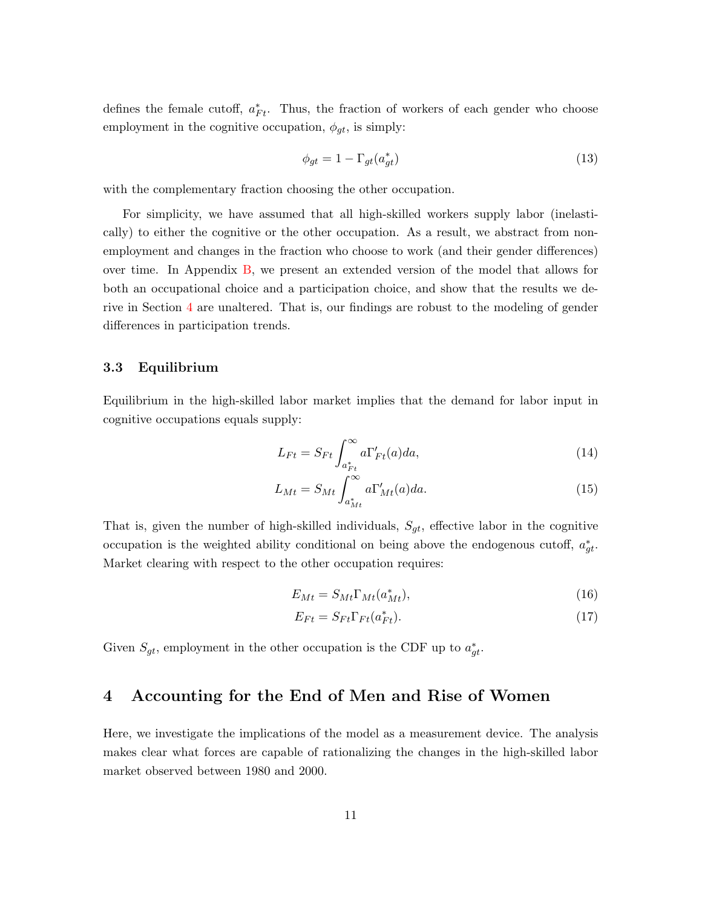defines the female cutoff, $a^*_{Ft}$. Thus, the fraction of workers of each gender who choose employment in the cognitive occupation, $\phi_{gt}$, is simply:

$$\phi_{gt} = 1 - \Gamma_{gt}(a^*_{gt}) \tag{13}$$

with the complementary fraction choosing the other occupation.

For simplicity, we have assumed that all high-skilled workers supply labor (inelastically) to either the cognitive or the other occupation. As a result, we abstract from non-employment and changes in the fraction who choose to work (and their gender differences) over time. In Appendix B, we present an extended version of the model that allows for both an occupational choice and a participation choice, and show that the results we derive in Section 4 are unaltered. That is, our findings are robust to the modeling of gender differences in participation trends.

### 3.3 Equilibrium

Equilibrium in the high-skilled labor market implies that the demand for labor input in cognitive occupations equals supply:

$$L_{Ft} = S_{Ft} \int_{a^*_{Ft}}^{\infty} a \Gamma'_{Ft}(a) da, \tag{14}$$

$$L_{Mt} = S_{Mt} \int_{a^*_{Mt}}^{\infty} a \Gamma'_{Mt}(a) da. \tag{15}$$

That is, given the number of high-skilled individuals, $S_{gt}$, effective labor in the cognitive occupation is the weighted ability conditional on being above the endogenous cutoff, $a^*_{gt}$. Market clearing with respect to the other occupation requires:

$$E_{Mt} = S_{Mt} \Gamma_{Mt}(a^*_{Mt}), \tag{16}$$

$$E_{Ft} = S_{Ft} \Gamma_{Ft}(a^*_{Ft}). \tag{17}$$

Given $S_{gt}$, employment in the other occupation is the CDF up to $a^*_{gt}$.

## 4 Accounting for the End of Men and Rise of Women

Here, we investigate the implications of the model as a measurement device. The analysis makes clear what forces are capable of rationalizing the changes in the high-skilled labor market observed between 1980 and 2000.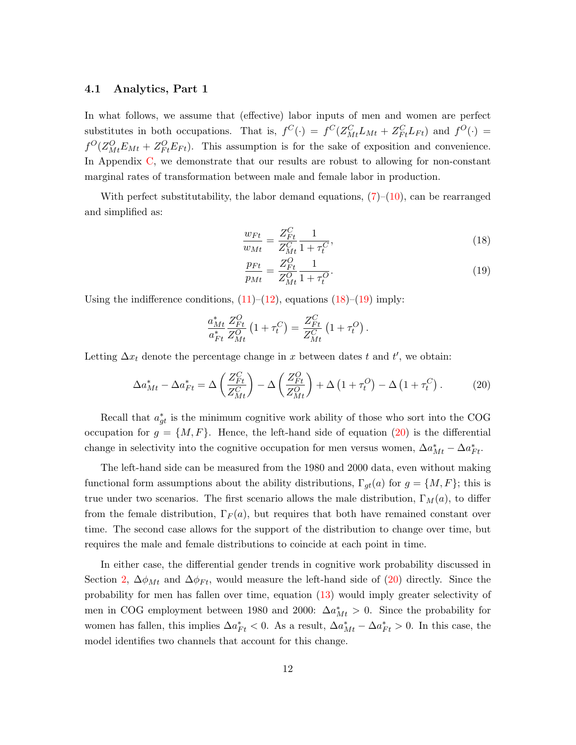### 4.1 Analytics, Part 1

In what follows, we assume that (effective) labor inputs of men and women are perfect substitutes in both occupations. That is, $f^C(\cdot) = f^C(Z^C_{Mt}L_{Mt} + Z^C_{Ft}L_{Ft})$ and $f^O(\cdot) = f^O(Z^O_{Mt}E_{Mt} + Z^O_{Ft}E_{Ft})$. This assumption is for the sake of exposition and convenience. In Appendix C, we demonstrate that our results are robust to allowing for non-constant marginal rates of transformation between male and female labor in production.

With perfect substitutability, the labor demand equations, (7)–(10), can be rearranged and simplified as:

$$\frac{w_{Ft}}{w_{Mt}} = \frac{Z^C_{Ft}}{Z^C_{Mt}}\frac{1}{1+\tau^C_t}, \tag{18}$$

$$\frac{p_{Ft}}{p_{Mt}} = \frac{Z^O_{Ft}}{Z^O_{Mt}}\frac{1}{1+\tau^O_t}. \tag{19}$$

Using the indifference conditions, (11)–(12), equations (18)–(19) imply:

$$\frac{a^*_{Mt}}{a^*_{Ft}}\frac{Z^O_{Ft}}{Z^O_{Mt}}\left(1+\tau^C_t\right) = \frac{Z^C_{Ft}}{Z^C_{Mt}}\left(1+\tau^O_t\right).$$

Letting $\Delta x_t$ denote the percentage change in $x$ between dates $t$ and $t'$, we obtain:

$$\Delta a^*_{Mt} - \Delta a^*_{Ft} = \Delta\left(\frac{Z^C_{Ft}}{Z^C_{Mt}}\right) - \Delta\left(\frac{Z^O_{Ft}}{Z^O_{Mt}}\right) + \Delta\left(1+\tau^O_t\right) - \Delta\left(1+\tau^C_t\right). \tag{20}$$

Recall that $a^*_{gt}$ is the minimum cognitive work ability of those who sort into the COG occupation for $g = \{M, F\}$. Hence, the left-hand side of equation (20) is the differential change in selectivity into the cognitive occupation for men versus women, $\Delta a^*_{Mt} - \Delta a^*_{Ft}$.

The left-hand side can be measured from the 1980 and 2000 data, even without making functional form assumptions about the ability distributions, $\Gamma_{gt}(a)$ for $g = \{M, F\}$; this is true under two scenarios. The first scenario allows the male distribution, $\Gamma_M(a)$, to differ from the female distribution, $\Gamma_F(a)$, but requires that both have remained constant over time. The second case allows for the support of the distribution to change over time, but requires the male and female distributions to coincide at each point in time.

In either case, the differential gender trends in cognitive work probability discussed in Section 2, $\Delta\phi_{Mt}$ and $\Delta\phi_{Ft}$, would measure the left-hand side of (20) directly. Since the probability for men has fallen over time, equation (13) would imply greater selectivity of men in COG employment between 1980 and 2000: $\Delta a^*_{Mt} > 0$. Since the probability for women has fallen, this implies $\Delta a^*_{Ft} < 0$. As a result, $\Delta a^*_{Mt} - \Delta a^*_{Ft} > 0$. In this case, the model identifies two channels that account for this change.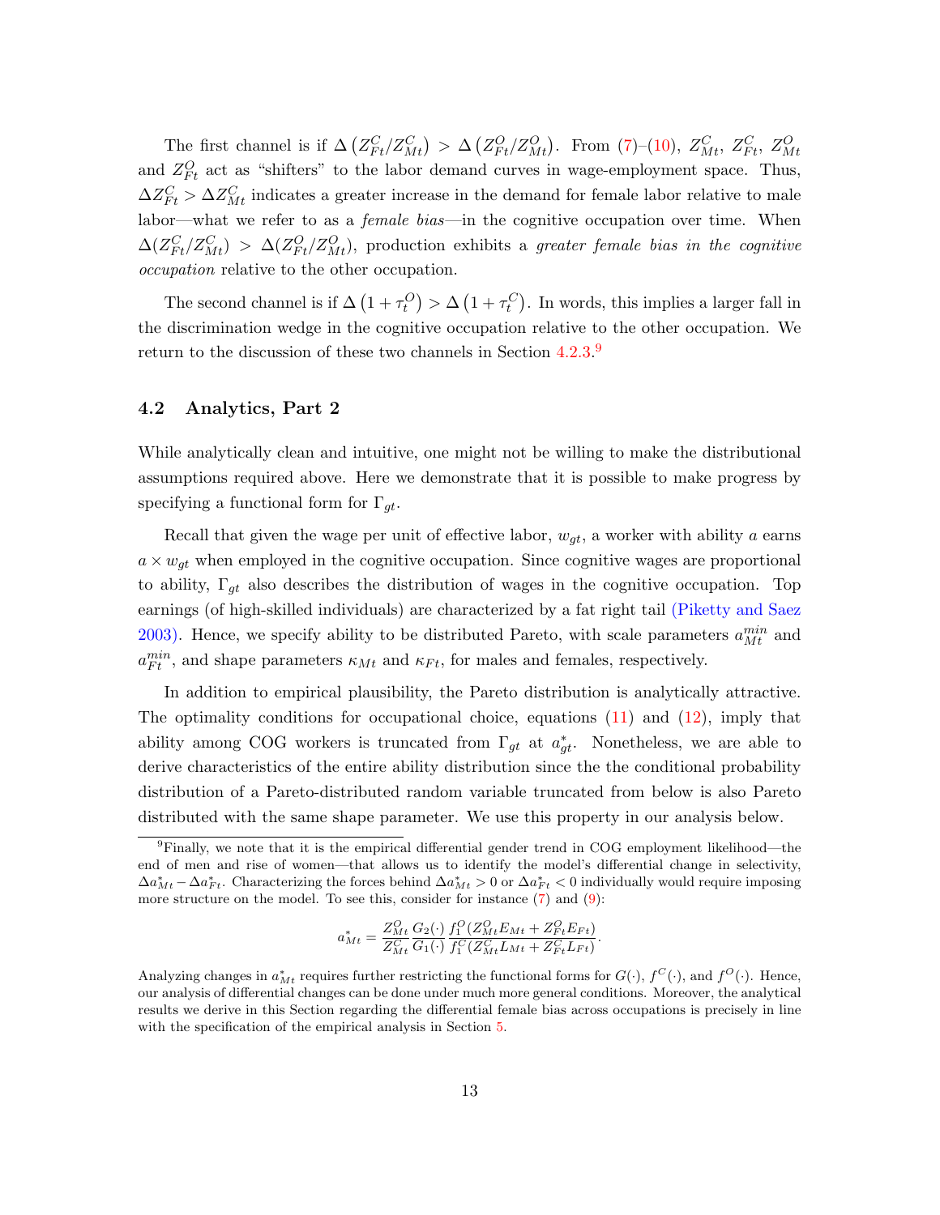The first channel is if $\Delta\left(Z^C_{Ft}/Z^C_{Mt}\right) > \Delta\left(Z^O_{Ft}/Z^O_{Mt}\right)$. From (7)–(10), $Z^C_{Mt}$, $Z^C_{Ft}$, $Z^O_{Mt}$ and $Z^O_{Ft}$ act as "shifters" to the labor demand curves in wage-employment space. Thus, $\Delta Z^C_{Ft} > \Delta Z^C_{Mt}$ indicates a greater increase in the demand for female labor relative to male labor—what we refer to as a *female bias*—in the cognitive occupation over time. When $\Delta(Z^C_{Ft}/Z^C_{Mt}) > \Delta(Z^O_{Ft}/Z^O_{Mt})$, production exhibits a *greater female bias in the cognitive occupation* relative to the other occupation.

The second channel is if $\Delta\left(1+\tau^O_t\right) > \Delta\left(1+\tau^C_t\right)$. In words, this implies a larger fall in the discrimination wedge in the cognitive occupation relative to the other occupation. We return to the discussion of these two channels in Section 4.2.3.[9]

## 4.2 Analytics, Part 2

While analytically clean and intuitive, one might not be willing to make the distributional assumptions required above. Here we demonstrate that it is possible to make progress by specifying a functional form for $\Gamma_{gt}$.

Recall that given the wage per unit of effective labor, $w_{gt}$, a worker with ability $a$ earns $a \times w_{gt}$ when employed in the cognitive occupation. Since cognitive wages are proportional to ability, $\Gamma_{gt}$ also describes the distribution of wages in the cognitive occupation. Top earnings (of high-skilled individuals) are characterized by a fat right tail (Piketty and Saez 2003). Hence, we specify ability to be distributed Pareto, with scale parameters $a^{min}_{Mt}$ and $a^{min}_{Ft}$, and shape parameters $\kappa_{Mt}$ and $\kappa_{Ft}$, for males and females, respectively.

In addition to empirical plausibility, the Pareto distribution is analytically attractive. The optimality conditions for occupational choice, equations (11) and (12), imply that ability among COG workers is truncated from $\Gamma_{gt}$ at $a^*_{gt}$. Nonetheless, we are able to derive characteristics of the entire ability distribution since the the conditional probability distribution of a Pareto-distributed random variable truncated from below is also Pareto distributed with the same shape parameter. We use this property in our analysis below.

---

[9] Finally, we note that it is the empirical differential gender trend in COG employment likelihood—the end of men and rise of women—that allows us to identify the model's differential change in selectivity, $\Delta a^*_{Mt} - \Delta a^*_{Ft}$. Characterizing the forces behind $\Delta a^*_{Mt} > 0$ or $\Delta a^*_{Ft} < 0$ individually would require imposing more structure on the model. To see this, consider for instance (7) and (9):

$$a^*_{Mt} = \frac{Z^O_{Mt}}{Z^C_{Mt}} \frac{G_2(\cdot)}{G_1(\cdot)} \frac{f^O_1(Z^O_{Mt}E_{Mt} + Z^O_{Ft}E_{Ft})}{f^C_1(Z^C_{Mt}L_{Mt} + Z^C_{Ft}L_{Ft})}.$$

Analyzing changes in $a^*_{Mt}$ requires further restricting the functional forms for $G(\cdot)$, $f^C(\cdot)$, and $f^O(\cdot)$. Hence, our analysis of differential changes can be done under much more general conditions. Moreover, the analytical results we derive in this Section regarding the differential female bias across occupations is precisely in line with the specification of the empirical analysis in Section 5.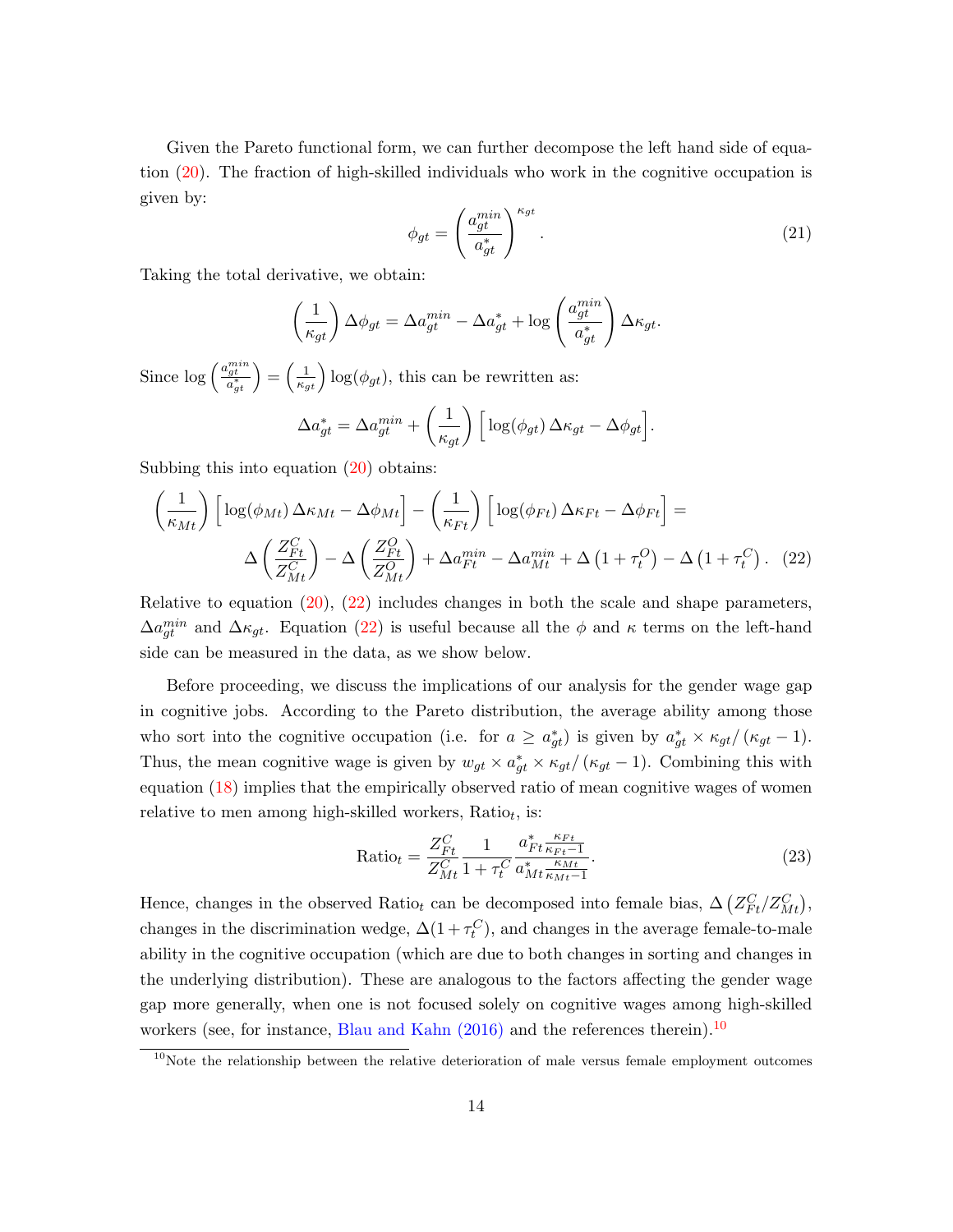Given the Pareto functional form, we can further decompose the left hand side of equation (20). The fraction of high-skilled individuals who work in the cognitive occupation is given by:

$$\phi_{gt} = \left(\frac{a_{gt}^{min}}{a_{gt}^{*}}\right)^{\kappa_{gt}}. \tag{21}$$

Taking the total derivative, we obtain:

$$\left(\frac{1}{\kappa_{gt}}\right)\Delta\phi_{gt} = \Delta a_{gt}^{min} - \Delta a_{gt}^{*} + \log\left(\frac{a_{gt}^{min}}{a_{gt}^{*}}\right)\Delta\kappa_{gt}.$$

Since $\log\left(\frac{a_{gt}^{min}}{a_{gt}^{*}}\right) = \left(\frac{1}{\kappa_{gt}}\right)\log(\phi_{gt})$, this can be rewritten as:

$$\Delta a_{gt}^{*} = \Delta a_{gt}^{min} + \left(\frac{1}{\kappa_{gt}}\right)\Big[\log(\phi_{gt})\,\Delta\kappa_{gt} - \Delta\phi_{gt}\Big].$$

Subbing this into equation (20) obtains:

$$\left(\frac{1}{\kappa_{Mt}}\right)\Big[\log(\phi_{Mt})\,\Delta\kappa_{Mt} - \Delta\phi_{Mt}\Big] - \left(\frac{1}{\kappa_{Ft}}\right)\Big[\log(\phi_{Ft})\,\Delta\kappa_{Ft} - \Delta\phi_{Ft}\Big] =$$
$$\Delta\left(\frac{Z_{Ft}^{C}}{Z_{Mt}^{C}}\right) - \Delta\left(\frac{Z_{Ft}^{O}}{Z_{Mt}^{O}}\right) + \Delta a_{Ft}^{min} - \Delta a_{Mt}^{min} + \Delta\left(1+\tau_t^{O}\right) - \Delta\left(1+\tau_t^{C}\right). \tag{22}$$

Relative to equation (20), (22) includes changes in both the scale and shape parameters, $\Delta a_{gt}^{min}$ and $\Delta\kappa_{gt}$. Equation (22) is useful because all the $\phi$ and $\kappa$ terms on the left-hand side can be measured in the data, as we show below.

Before proceeding, we discuss the implications of our analysis for the gender wage gap in cognitive jobs. According to the Pareto distribution, the average ability among those who sort into the cognitive occupation (i.e. for $a \geq a_{gt}^{*}$) is given by $a_{gt}^{*} \times \kappa_{gt}/\left(\kappa_{gt}-1\right)$. Thus, the mean cognitive wage is given by $w_{gt} \times a_{gt}^{*} \times \kappa_{gt}/\left(\kappa_{gt}-1\right)$. Combining this with equation (18) implies that the empirically observed ratio of mean cognitive wages of women relative to men among high-skilled workers, $\text{Ratio}_t$, is:

$$\text{Ratio}_t = \frac{Z_{Ft}^{C}}{Z_{Mt}^{C}}\frac{1}{1+\tau_t^{C}}\frac{a_{Ft}^{*}\frac{\kappa_{Ft}}{\kappa_{Ft}-1}}{a_{Mt}^{*}\frac{\kappa_{Mt}}{\kappa_{Mt}-1}}. \tag{23}$$

Hence, changes in the observed $\text{Ratio}_t$ can be decomposed into female bias, $\Delta\left(Z_{Ft}^{C}/Z_{Mt}^{C}\right)$, changes in the discrimination wedge, $\Delta(1+\tau_t^{C})$, and changes in the average female-to-male ability in the cognitive occupation (which are due to both changes in sorting and changes in the underlying distribution). These are analogous to the factors affecting the gender wage gap more generally, when one is not focused solely on cognitive wages among high-skilled workers (see, for instance, Blau and Kahn (2016) and the references therein).[10]

[10] Note the relationship between the relative deterioration of male versus female employment outcomes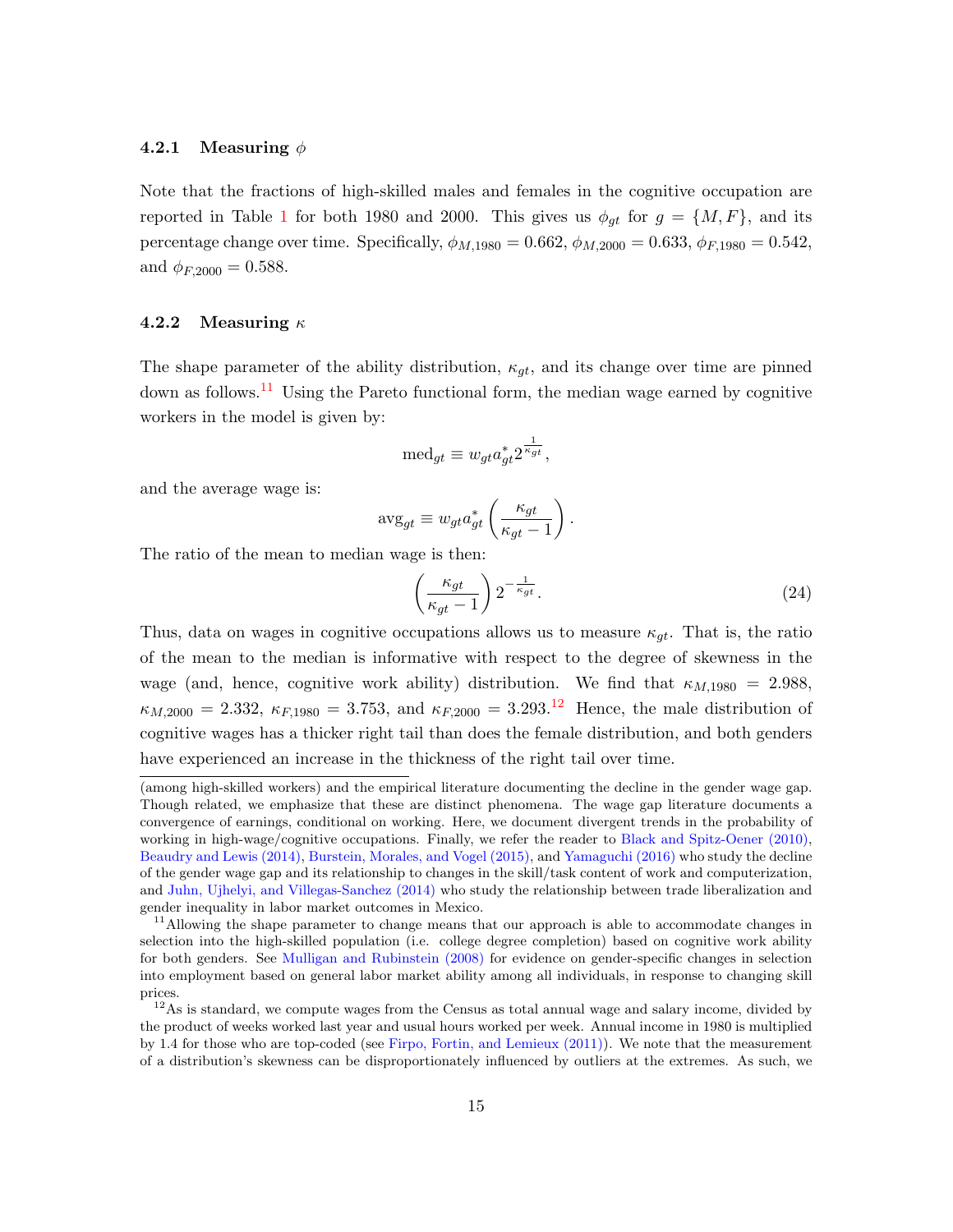#### 4.2.1 Measuring $\phi$

Note that the fractions of high-skilled males and females in the cognitive occupation are reported in Table 1 for both 1980 and 2000. This gives us $\phi_{gt}$ for $g = \{M, F\}$, and its percentage change over time. Specifically, $\phi_{M,1980} = 0.662$, $\phi_{M,2000} = 0.633$, $\phi_{F,1980} = 0.542$, and $\phi_{F,2000} = 0.588$.

#### 4.2.2 Measuring $\kappa$

The shape parameter of the ability distribution, $\kappa_{gt}$, and its change over time are pinned down as follows.[11] Using the Pareto functional form, the median wage earned by cognitive workers in the model is given by:

$$\text{med}_{gt} \equiv w_{gt} a^*_{gt} 2^{\frac{1}{\kappa_{gt}}},$$

and the average wage is:

$$\text{avg}_{gt} \equiv w_{gt} a^*_{gt} \left( \frac{\kappa_{gt}}{\kappa_{gt} - 1} \right).$$

The ratio of the mean to median wage is then:

$$\left( \frac{\kappa_{gt}}{\kappa_{gt} - 1} \right) 2^{-\frac{1}{\kappa_{gt}}}. \tag{24}$$

Thus, data on wages in cognitive occupations allows us to measure $\kappa_{gt}$. That is, the ratio of the mean to the median is informative with respect to the degree of skewness in the wage (and, hence, cognitive work ability) distribution. We find that $\kappa_{M,1980} = 2.988$, $\kappa_{M,2000} = 2.332$, $\kappa_{F,1980} = 3.753$, and $\kappa_{F,2000} = 3.293$.[12] Hence, the male distribution of cognitive wages has a thicker right tail than does the female distribution, and both genders have experienced an increase in the thickness of the right tail over time.

(among high-skilled workers) and the empirical literature documenting the decline in the gender wage gap. Though related, we emphasize that these are distinct phenomena. The wage gap literature documents a convergence of earnings, conditional on working. Here, we document divergent trends in the probability of working in high-wage/cognitive occupations. Finally, we refer the reader to Black and Spitz-Oener (2010), Beaudry and Lewis (2014), Burstein, Morales, and Vogel (2015), and Yamaguchi (2016) who study the decline of the gender wage gap and its relationship to changes in the skill/task content of work and computerization, and Juhn, Ujhelyi, and Villegas-Sanchez (2014) who study the relationship between trade liberalization and gender inequality in labor market outcomes in Mexico.

[11] Allowing the shape parameter to change means that our approach is able to accommodate changes in selection into the high-skilled population (i.e. college degree completion) based on cognitive work ability for both genders. See Mulligan and Rubinstein (2008) for evidence on gender-specific changes in selection into employment based on general labor market ability among all individuals, in response to changing skill prices.

[12] As is standard, we compute wages from the Census as total annual wage and salary income, divided by the product of weeks worked last year and usual hours worked per week. Annual income in 1980 is multiplied by 1.4 for those who are top-coded (see Firpo, Fortin, and Lemieux (2011)). We note that the measurement of a distribution's skewness can be disproportionately influenced by outliers at the extremes. As such, we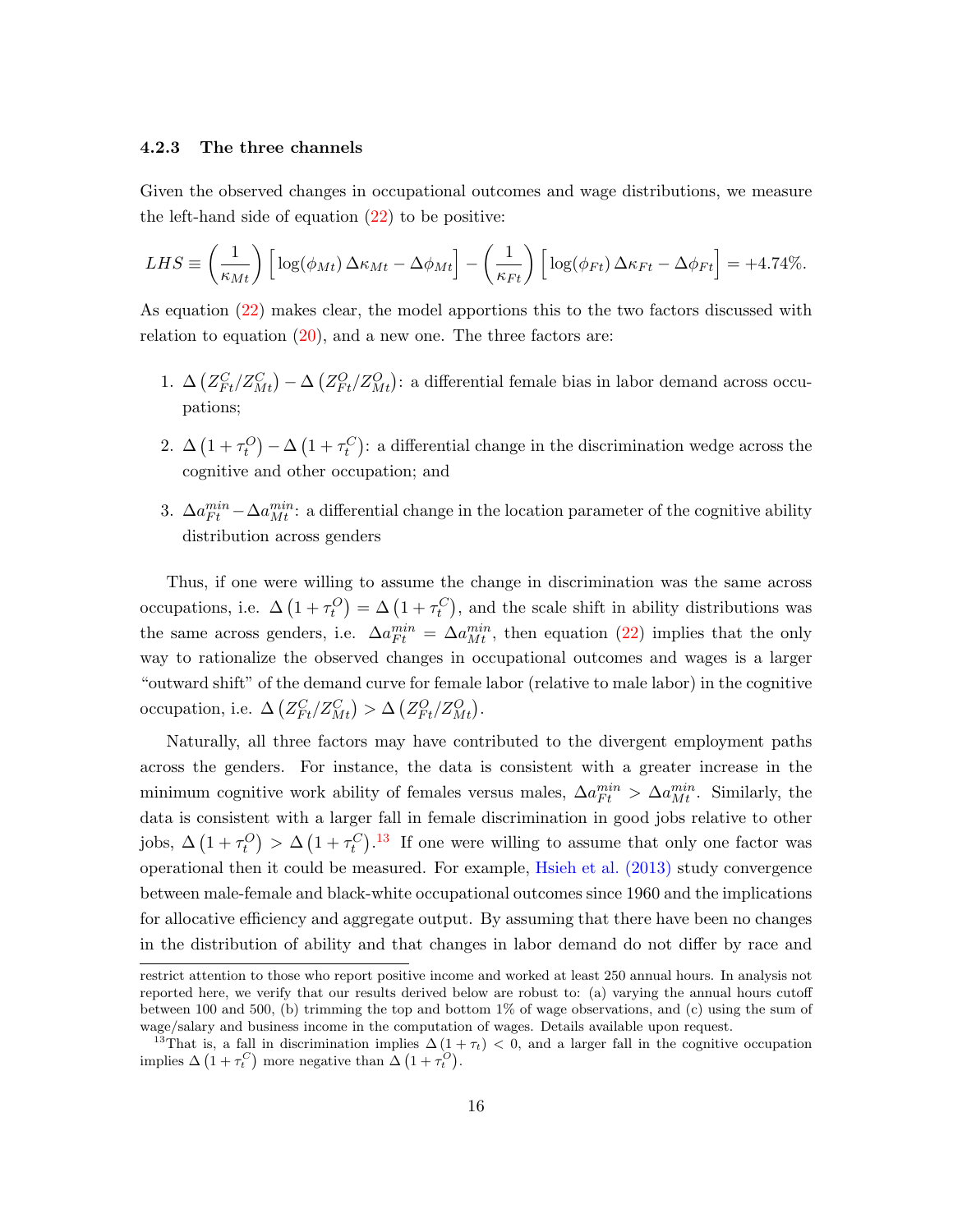### 4.2.3 The three channels

Given the observed changes in occupational outcomes and wage distributions, we measure the left-hand side of equation (22) to be positive:

$$LHS \equiv \left(\frac{1}{\kappa_{Mt}}\right)\Big[\log(\phi_{Mt})\,\Delta\kappa_{Mt} - \Delta\phi_{Mt}\Big] - \left(\frac{1}{\kappa_{Ft}}\right)\Big[\log(\phi_{Ft})\,\Delta\kappa_{Ft} - \Delta\phi_{Ft}\Big] = +4.74\%.$$

As equation (22) makes clear, the model apportions this to the two factors discussed with relation to equation (20), and a new one. The three factors are:

1. $\Delta\left(Z^{C}_{Ft}/Z^{C}_{Mt}\right) - \Delta\left(Z^{O}_{Ft}/Z^{O}_{Mt}\right)$: a differential female bias in labor demand across occupations;
2. $\Delta\left(1+\tau^{O}_{t}\right) - \Delta\left(1+\tau^{C}_{t}\right)$: a differential change in the discrimination wedge across the cognitive and other occupation; and
3. $\Delta a^{min}_{Ft} - \Delta a^{min}_{Mt}$: a differential change in the location parameter of the cognitive ability distribution across genders

Thus, if one were willing to assume the change in discrimination was the same across occupations, i.e. $\Delta\left(1+\tau^{O}_{t}\right) = \Delta\left(1+\tau^{C}_{t}\right)$, and the scale shift in ability distributions was the same across genders, i.e. $\Delta a^{min}_{Ft} = \Delta a^{min}_{Mt}$, then equation (22) implies that the only way to rationalize the observed changes in occupational outcomes and wages is a larger "outward shift" of the demand curve for female labor (relative to male labor) in the cognitive occupation, i.e. $\Delta\left(Z^{C}_{Ft}/Z^{C}_{Mt}\right) > \Delta\left(Z^{O}_{Ft}/Z^{O}_{Mt}\right)$.

Naturally, all three factors may have contributed to the divergent employment paths across the genders. For instance, the data is consistent with a greater increase in the minimum cognitive work ability of females versus males, $\Delta a^{min}_{Ft} > \Delta a^{min}_{Mt}$. Similarly, the data is consistent with a larger fall in female discrimination in good jobs relative to other jobs, $\Delta\left(1+\tau^{O}_{t}\right) > \Delta\left(1+\tau^{C}_{t}\right)$.[13] If one were willing to assume that only one factor was operational then it could be measured. For example, Hsieh et al. (2013) study convergence between male-female and black-white occupational outcomes since 1960 and the implications for allocative efficiency and aggregate output. By assuming that there have been no changes in the distribution of ability and that changes in labor demand do not differ by race and

restrict attention to those who report positive income and worked at least 250 annual hours. In analysis not reported here, we verify that our results derived below are robust to: (a) varying the annual hours cutoff between 100 and 500, (b) trimming the top and bottom 1% of wage observations, and (c) using the sum of wage/salary and business income in the computation of wages. Details available upon request.

[13] That is, a fall in discrimination implies $\Delta\left(1+\tau_{t}\right) < 0$, and a larger fall in the cognitive occupation implies $\Delta\left(1+\tau^{C}_{t}\right)$ more negative than $\Delta\left(1+\tau^{O}_{t}\right)$.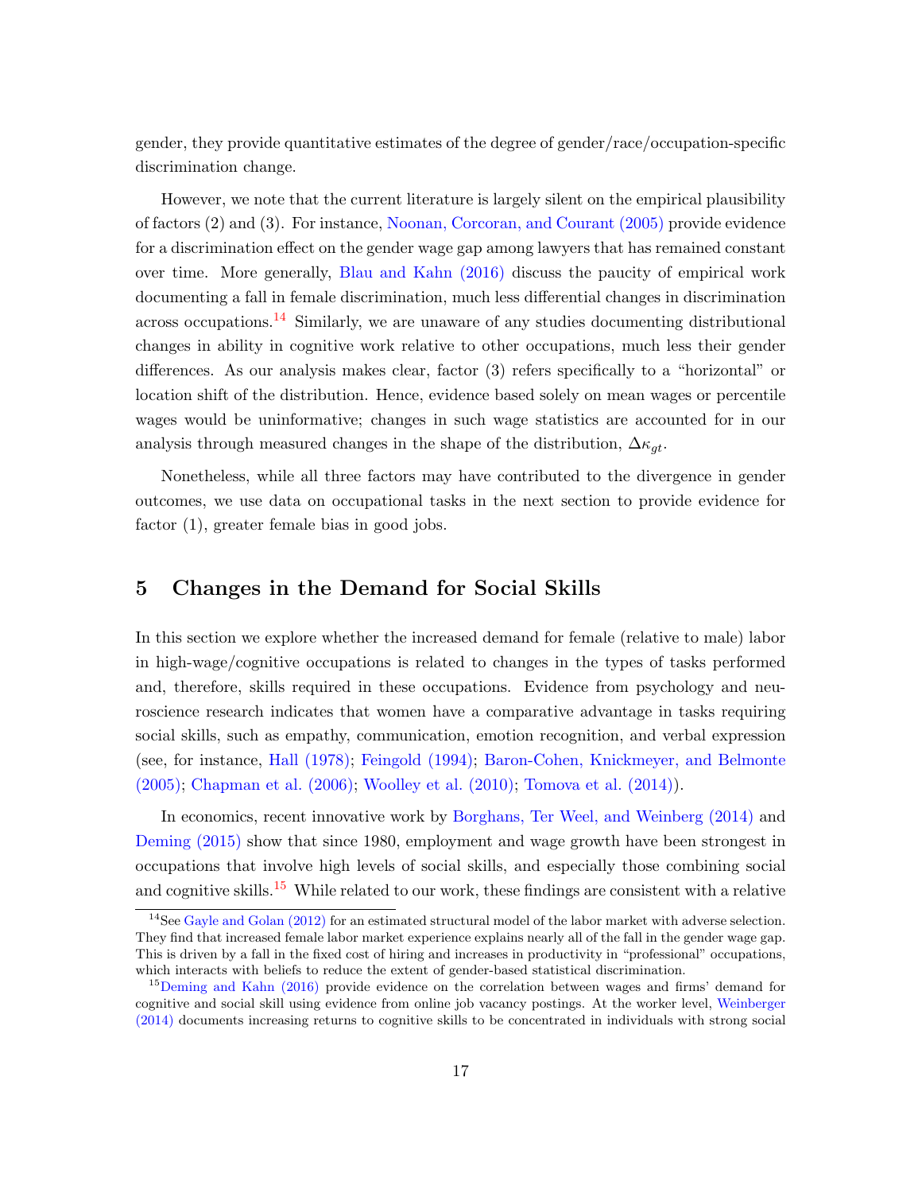gender, they provide quantitative estimates of the degree of gender/race/occupation-specific discrimination change.

However, we note that the current literature is largely silent on the empirical plausibility of factors (2) and (3). For instance, Noonan, Corcoran, and Courant (2005) provide evidence for a discrimination effect on the gender wage gap among lawyers that has remained constant over time. More generally, Blau and Kahn (2016) discuss the paucity of empirical work documenting a fall in female discrimination, much less differential changes in discrimination across occupations.[14] Similarly, we are unaware of any studies documenting distributional changes in ability in cognitive work relative to other occupations, much less their gender differences. As our analysis makes clear, factor (3) refers specifically to a "horizontal" or location shift of the distribution. Hence, evidence based solely on mean wages or percentile wages would be uninformative; changes in such wage statistics are accounted for in our analysis through measured changes in the shape of the distribution, $\Delta\kappa_{gt}$.

Nonetheless, while all three factors may have contributed to the divergence in gender outcomes, we use data on occupational tasks in the next section to provide evidence for factor (1), greater female bias in good jobs.

## 5 Changes in the Demand for Social Skills

In this section we explore whether the increased demand for female (relative to male) labor in high-wage/cognitive occupations is related to changes in the types of tasks performed and, therefore, skills required in these occupations. Evidence from psychology and neuroscience research indicates that women have a comparative advantage in tasks requiring social skills, such as empathy, communication, emotion recognition, and verbal expression (see, for instance, Hall (1978); Feingold (1994); Baron-Cohen, Knickmeyer, and Belmonte (2005); Chapman et al. (2006); Woolley et al. (2010); Tomova et al. (2014)).

In economics, recent innovative work by Borghans, Ter Weel, and Weinberg (2014) and Deming (2015) show that since 1980, employment and wage growth have been strongest in occupations that involve high levels of social skills, and especially those combining social and cognitive skills.[15] While related to our work, these findings are consistent with a relative

[14] See Gayle and Golan (2012) for an estimated structural model of the labor market with adverse selection. They find that increased female labor market experience explains nearly all of the fall in the gender wage gap. This is driven by a fall in the fixed cost of hiring and increases in productivity in "professional" occupations, which interacts with beliefs to reduce the extent of gender-based statistical discrimination.

[15] Deming and Kahn (2016) provide evidence on the correlation between wages and firms' demand for cognitive and social skill using evidence from online job vacancy postings. At the worker level, Weinberger (2014) documents increasing returns to cognitive skills to be concentrated in individuals with strong social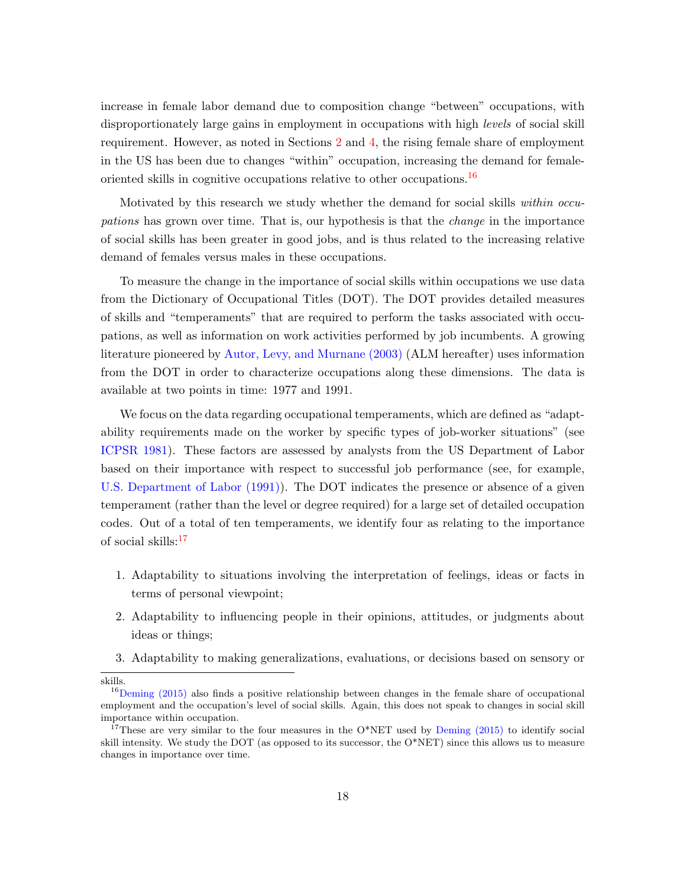increase in female labor demand due to composition change "between" occupations, with disproportionately large gains in employment in occupations with high *levels* of social skill requirement. However, as noted in Sections 2 and 4, the rising female share of employment in the US has been due to changes "within" occupation, increasing the demand for female-oriented skills in cognitive occupations relative to other occupations.[16]

Motivated by this research we study whether the demand for social skills *within occupations* has grown over time. That is, our hypothesis is that the *change* in the importance of social skills has been greater in good jobs, and is thus related to the increasing relative demand of females versus males in these occupations.

To measure the change in the importance of social skills within occupations we use data from the Dictionary of Occupational Titles (DOT). The DOT provides detailed measures of skills and "temperaments" that are required to perform the tasks associated with occupations, as well as information on work activities performed by job incumbents. A growing literature pioneered by Autor, Levy, and Murnane (2003) (ALM hereafter) uses information from the DOT in order to characterize occupations along these dimensions. The data is available at two points in time: 1977 and 1991.

We focus on the data regarding occupational temperaments, which are defined as "adaptability requirements made on the worker by specific types of job-worker situations" (see ICPSR 1981). These factors are assessed by analysts from the US Department of Labor based on their importance with respect to successful job performance (see, for example, U.S. Department of Labor (1991)). The DOT indicates the presence or absence of a given temperament (rather than the level or degree required) for a large set of detailed occupation codes. Out of a total of ten temperaments, we identify four as relating to the importance of social skills:[17]

1. Adaptability to situations involving the interpretation of feelings, ideas or facts in terms of personal viewpoint;
2. Adaptability to influencing people in their opinions, attitudes, or judgments about ideas or things;
3. Adaptability to making generalizations, evaluations, or decisions based on sensory or

skills.

[16] Deming (2015) also finds a positive relationship between changes in the female share of occupational employment and the occupation's level of social skills. Again, this does not speak to changes in social skill importance within occupation.

[17] These are very similar to the four measures in the O*NET used by Deming (2015) to identify social skill intensity. We study the DOT (as opposed to its successor, the O*NET) since this allows us to measure changes in importance over time.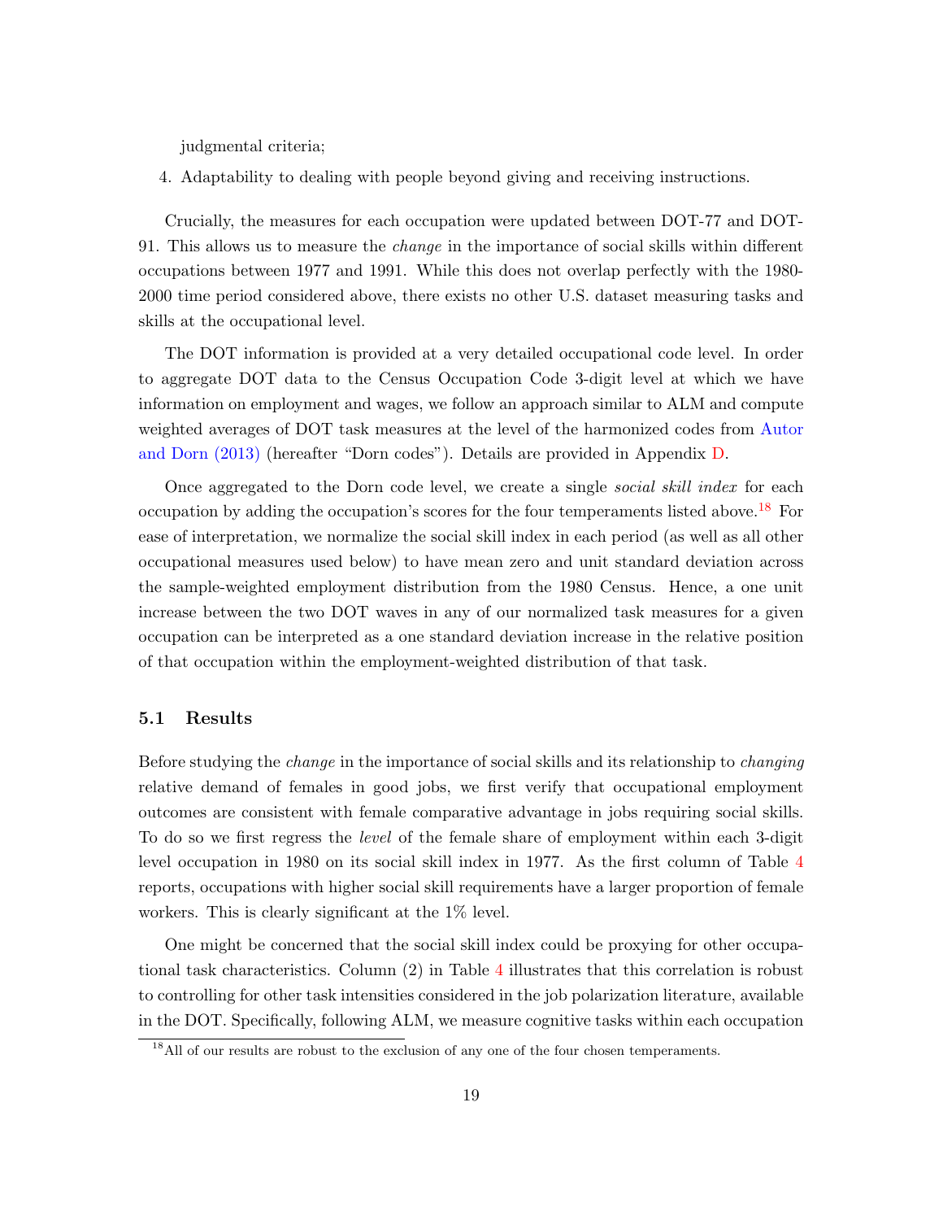judgmental criteria;

4. Adaptability to dealing with people beyond giving and receiving instructions.

Crucially, the measures for each occupation were updated between DOT-77 and DOT-91. This allows us to measure the *change* in the importance of social skills within different occupations between 1977 and 1991. While this does not overlap perfectly with the 1980-2000 time period considered above, there exists no other U.S. dataset measuring tasks and skills at the occupational level.

The DOT information is provided at a very detailed occupational code level. In order to aggregate DOT data to the Census Occupation Code 3-digit level at which we have information on employment and wages, we follow an approach similar to ALM and compute weighted averages of DOT task measures at the level of the harmonized codes from Autor and Dorn (2013) (hereafter "Dorn codes"). Details are provided in Appendix D.

Once aggregated to the Dorn code level, we create a single *social skill index* for each occupation by adding the occupation's scores for the four temperaments listed above.[18] For ease of interpretation, we normalize the social skill index in each period (as well as all other occupational measures used below) to have mean zero and unit standard deviation across the sample-weighted employment distribution from the 1980 Census. Hence, a one unit increase between the two DOT waves in any of our normalized task measures for a given occupation can be interpreted as a one standard deviation increase in the relative position of that occupation within the employment-weighted distribution of that task.

### 5.1 Results

Before studying the *change* in the importance of social skills and its relationship to *changing* relative demand of females in good jobs, we first verify that occupational employment outcomes are consistent with female comparative advantage in jobs requiring social skills. To do so we first regress the *level* of the female share of employment within each 3-digit level occupation in 1980 on its social skill index in 1977. As the first column of Table 4 reports, occupations with higher social skill requirements have a larger proportion of female workers. This is clearly significant at the 1% level.

One might be concerned that the social skill index could be proxying for other occupational task characteristics. Column (2) in Table 4 illustrates that this correlation is robust to controlling for other task intensities considered in the job polarization literature, available in the DOT. Specifically, following ALM, we measure cognitive tasks within each occupation

[18] All of our results are robust to the exclusion of any one of the four chosen temperaments.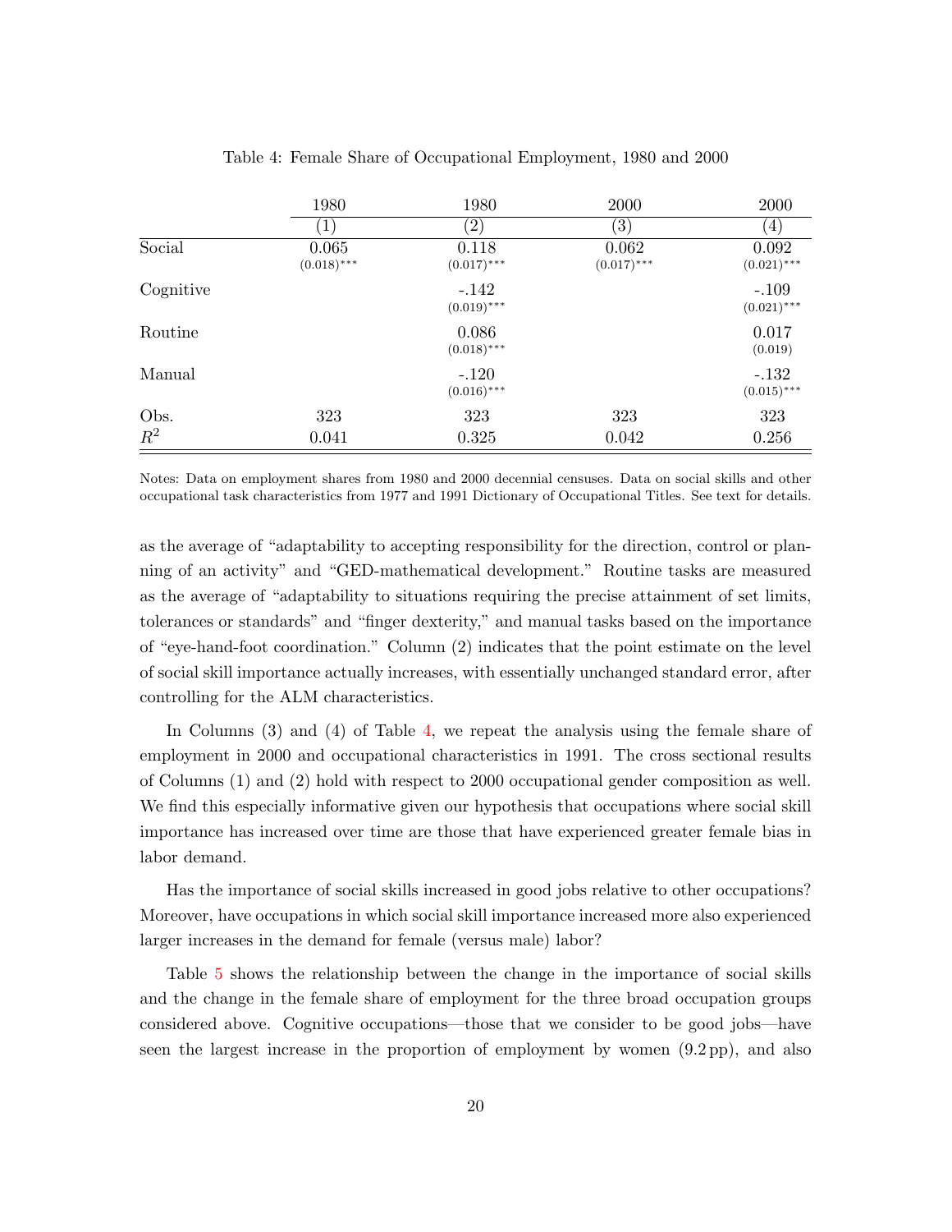Table 4: Female Share of Occupational Employment, 1980 and 2000

| | 1980 | 1980 | 2000 | 2000 |
|---|---|---|---|---|
| | (1) | (2) | (3) | (4) |
| Social | 0.065 | 0.118 | 0.062 | 0.092 |
| | (0.018)*** | (0.017)*** | (0.017)*** | (0.021)*** |
| Cognitive | | -.142 | | -.109 |
| | | (0.019)*** | | (0.021)*** |
| Routine | | 0.086 | | 0.017 |
| | | (0.018)*** | | (0.019) |
| Manual | | -.120 | | -.132 |
| | | (0.016)*** | | (0.015)*** |
| Obs. | 323 | 323 | 323 | 323 |
| $R^2$ | 0.041 | 0.325 | 0.042 | 0.256 |

Notes: Data on employment shares from 1980 and 2000 decennial censuses. Data on social skills and other occupational task characteristics from 1977 and 1991 Dictionary of Occupational Titles. See text for details.

as the average of "adaptability to accepting responsibility for the direction, control or planning of an activity" and "GED-mathematical development." Routine tasks are measured as the average of "adaptability to situations requiring the precise attainment of set limits, tolerances or standards" and "finger dexterity," and manual tasks based on the importance of "eye-hand-foot coordination." Column (2) indicates that the point estimate on the level of social skill importance actually increases, with essentially unchanged standard error, after controlling for the ALM characteristics.

In Columns (3) and (4) of Table 4, we repeat the analysis using the female share of employment in 2000 and occupational characteristics in 1991. The cross sectional results of Columns (1) and (2) hold with respect to 2000 occupational gender composition as well. We find this especially informative given our hypothesis that occupations where social skill importance has increased over time are those that have experienced greater female bias in labor demand.

Has the importance of social skills increased in good jobs relative to other occupations? Moreover, have occupations in which social skill importance increased more also experienced larger increases in the demand for female (versus male) labor?

Table 5 shows the relationship between the change in the importance of social skills and the change in the female share of employment for the three broad occupation groups considered above. Cognitive occupations—those that we consider to be good jobs—have seen the largest increase in the proportion of employment by women (9.2 pp), and also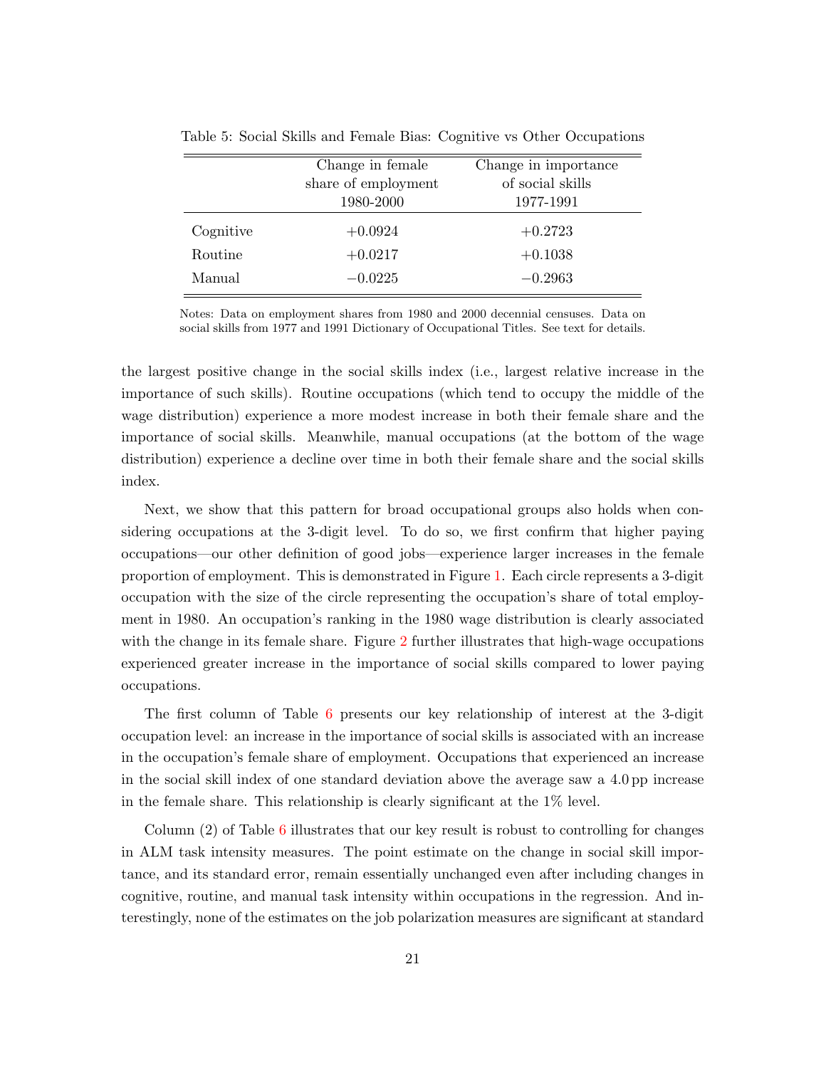Table 5: Social Skills and Female Bias: Cognitive vs Other Occupations

| | Change in female share of employment 1980-2000 | Change in importance of social skills 1977-1991 |
|---|---|---|
| Cognitive | +0.0924 | +0.2723 |
| Routine | +0.0217 | +0.1038 |
| Manual | −0.0225 | −0.2963 |

Notes: Data on employment shares from 1980 and 2000 decennial censuses. Data on social skills from 1977 and 1991 Dictionary of Occupational Titles. See text for details.

the largest positive change in the social skills index (i.e., largest relative increase in the importance of such skills). Routine occupations (which tend to occupy the middle of the wage distribution) experience a more modest increase in both their female share and the importance of social skills. Meanwhile, manual occupations (at the bottom of the wage distribution) experience a decline over time in both their female share and the social skills index.

Next, we show that this pattern for broad occupational groups also holds when considering occupations at the 3-digit level. To do so, we first confirm that higher paying occupations—our other definition of good jobs—experience larger increases in the female proportion of employment. This is demonstrated in Figure 1. Each circle represents a 3-digit occupation with the size of the circle representing the occupation's share of total employment in 1980. An occupation's ranking in the 1980 wage distribution is clearly associated with the change in its female share. Figure 2 further illustrates that high-wage occupations experienced greater increase in the importance of social skills compared to lower paying occupations.

The first column of Table 6 presents our key relationship of interest at the 3-digit occupation level: an increase in the importance of social skills is associated with an increase in the occupation's female share of employment. Occupations that experienced an increase in the social skill index of one standard deviation above the average saw a 4.0 pp increase in the female share. This relationship is clearly significant at the 1% level.

Column (2) of Table 6 illustrates that our key result is robust to controlling for changes in ALM task intensity measures. The point estimate on the change in social skill importance, and its standard error, remain essentially unchanged even after including changes in cognitive, routine, and manual task intensity within occupations in the regression. And interestingly, none of the estimates on the job polarization measures are significant at standard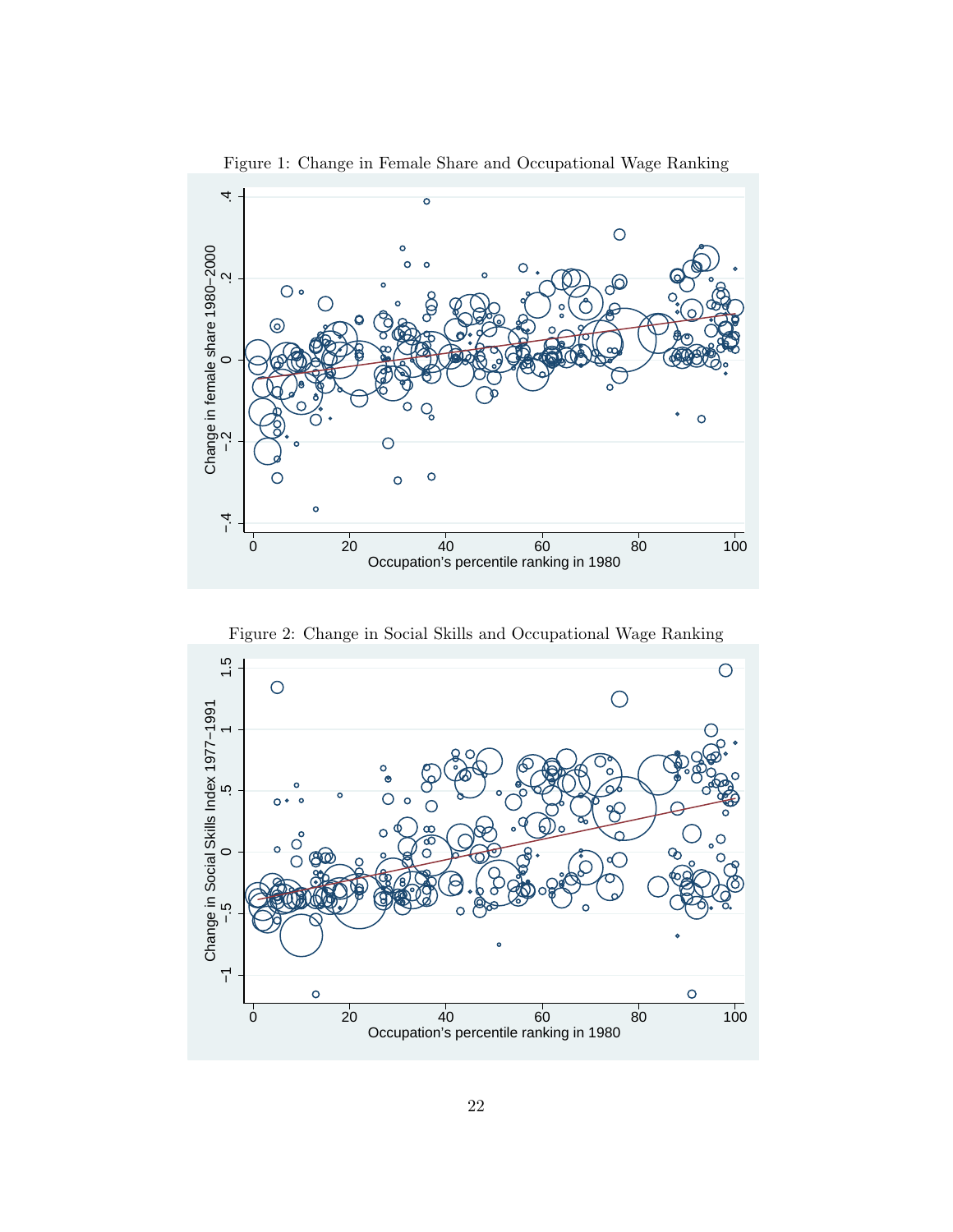Figure 1: Change in Female Share and Occupational Wage Ranking

Figure 2: Change in Social Skills and Occupational Wage Ranking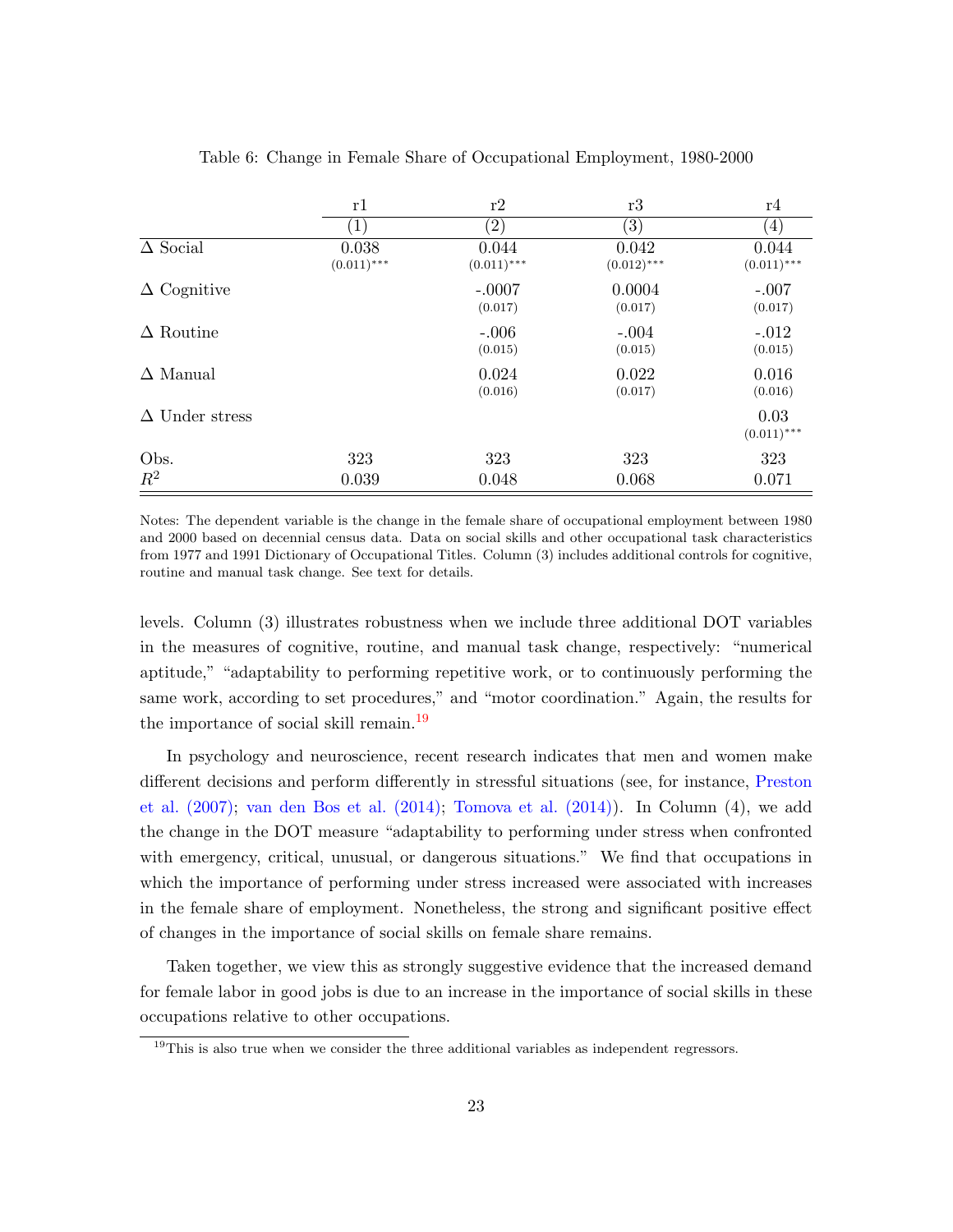Table 6: Change in Female Share of Occupational Employment, 1980-2000

| | r1 | r2 | r3 | r4 |
|---|---|---|---|---|
| | (1) | (2) | (3) | (4) |
| Δ Social | 0.038 | 0.044 | 0.042 | 0.044 |
| | (0.011)*** | (0.011)*** | (0.012)*** | (0.011)*** |
| Δ Cognitive | | -.0007 | 0.0004 | -.007 |
| | | (0.017) | (0.017) | (0.017) |
| Δ Routine | | -.006 | -.004 | -.012 |
| | | (0.015) | (0.015) | (0.015) |
| Δ Manual | | 0.024 | 0.022 | 0.016 |
| | | (0.016) | (0.017) | (0.016) |
| Δ Under stress | | | | 0.03 |
| | | | | (0.011)*** |
| Obs. | 323 | 323 | 323 | 323 |
| $R^2$ | 0.039 | 0.048 | 0.068 | 0.071 |

Notes: The dependent variable is the change in the female share of occupational employment between 1980 and 2000 based on decennial census data. Data on social skills and other occupational task characteristics from 1977 and 1991 Dictionary of Occupational Titles. Column (3) includes additional controls for cognitive, routine and manual task change. See text for details.

levels. Column (3) illustrates robustness when we include three additional DOT variables in the measures of cognitive, routine, and manual task change, respectively: "numerical aptitude," "adaptability to performing repetitive work, or to continuously performing the same work, according to set procedures," and "motor coordination." Again, the results for the importance of social skill remain.[19]

In psychology and neuroscience, recent research indicates that men and women make different decisions and perform differently in stressful situations (see, for instance, Preston et al. (2007); van den Bos et al. (2014); Tomova et al. (2014)). In Column (4), we add the change in the DOT measure "adaptability to performing under stress when confronted with emergency, critical, unusual, or dangerous situations." We find that occupations in which the importance of performing under stress increased were associated with increases in the female share of employment. Nonetheless, the strong and significant positive effect of changes in the importance of social skills on female share remains.

Taken together, we view this as strongly suggestive evidence that the increased demand for female labor in good jobs is due to an increase in the importance of social skills in these occupations relative to other occupations.

[19] This is also true when we consider the three additional variables as independent regressors.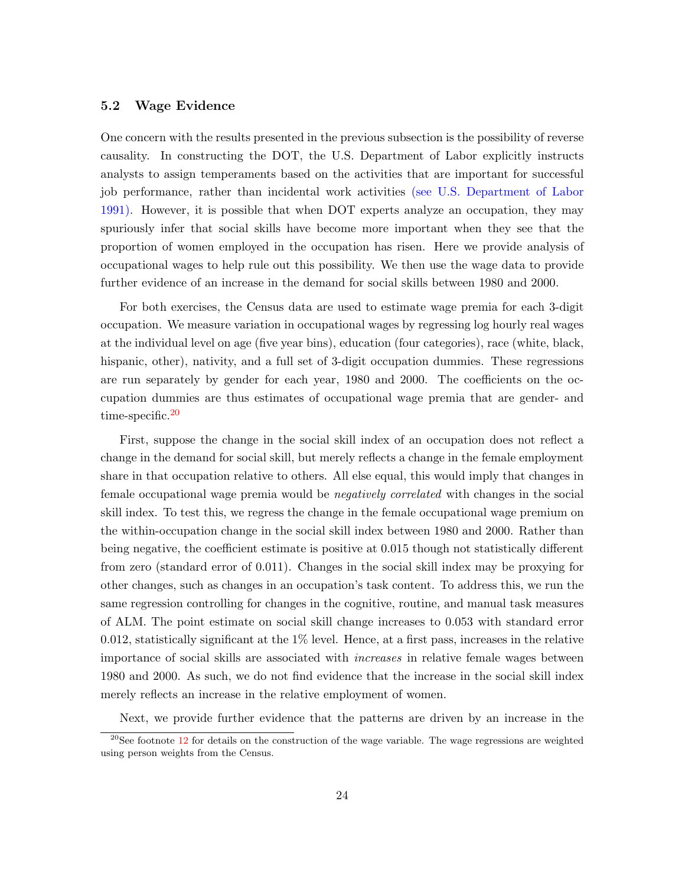### 5.2 Wage Evidence

One concern with the results presented in the previous subsection is the possibility of reverse causality. In constructing the DOT, the U.S. Department of Labor explicitly instructs analysts to assign temperaments based on the activities that are important for successful job performance, rather than incidental work activities (see U.S. Department of Labor 1991). However, it is possible that when DOT experts analyze an occupation, they may spuriously infer that social skills have become more important when they see that the proportion of women employed in the occupation has risen. Here we provide analysis of occupational wages to help rule out this possibility. We then use the wage data to provide further evidence of an increase in the demand for social skills between 1980 and 2000.

For both exercises, the Census data are used to estimate wage premia for each 3-digit occupation. We measure variation in occupational wages by regressing log hourly real wages at the individual level on age (five year bins), education (four categories), race (white, black, hispanic, other), nativity, and a full set of 3-digit occupation dummies. These regressions are run separately by gender for each year, 1980 and 2000. The coefficients on the occupation dummies are thus estimates of occupational wage premia that are gender- and time-specific.[20]

First, suppose the change in the social skill index of an occupation does not reflect a change in the demand for social skill, but merely reflects a change in the female employment share in that occupation relative to others. All else equal, this would imply that changes in female occupational wage premia would be *negatively correlated* with changes in the social skill index. To test this, we regress the change in the female occupational wage premium on the within-occupation change in the social skill index between 1980 and 2000. Rather than being negative, the coefficient estimate is positive at 0.015 though not statistically different from zero (standard error of 0.011). Changes in the social skill index may be proxying for other changes, such as changes in an occupation's task content. To address this, we run the same regression controlling for changes in the cognitive, routine, and manual task measures of ALM. The point estimate on social skill change increases to 0.053 with standard error 0.012, statistically significant at the 1% level. Hence, at a first pass, increases in the relative importance of social skills are associated with *increases* in relative female wages between 1980 and 2000. As such, we do not find evidence that the increase in the social skill index merely reflects an increase in the relative employment of women.

Next, we provide further evidence that the patterns are driven by an increase in the

[20] See footnote 12 for details on the construction of the wage variable. The wage regressions are weighted using person weights from the Census.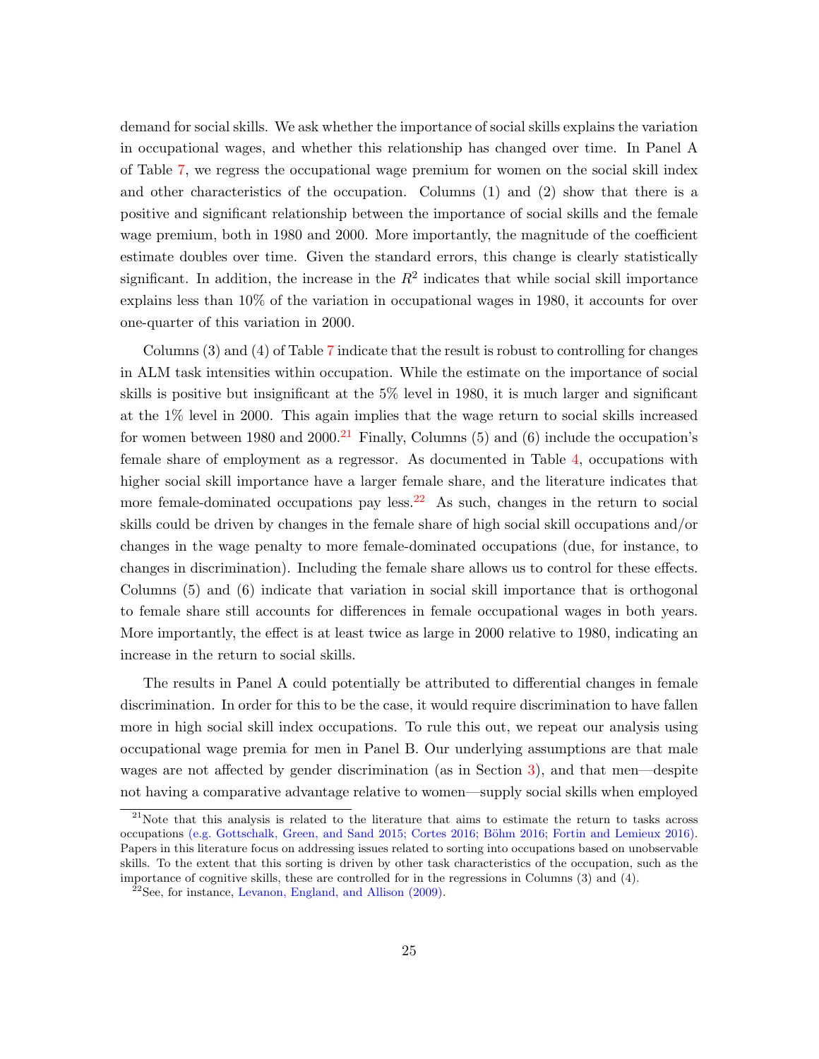demand for social skills. We ask whether the importance of social skills explains the variation in occupational wages, and whether this relationship has changed over time. In Panel A of Table 7, we regress the occupational wage premium for women on the social skill index and other characteristics of the occupation. Columns (1) and (2) show that there is a positive and significant relationship between the importance of social skills and the female wage premium, both in 1980 and 2000. More importantly, the magnitude of the coefficient estimate doubles over time. Given the standard errors, this change is clearly statistically significant. In addition, the increase in the $R^2$ indicates that while social skill importance explains less than 10% of the variation in occupational wages in 1980, it accounts for over one-quarter of this variation in 2000.

Columns (3) and (4) of Table 7 indicate that the result is robust to controlling for changes in ALM task intensities within occupation. While the estimate on the importance of social skills is positive but insignificant at the 5% level in 1980, it is much larger and significant at the 1% level in 2000. This again implies that the wage return to social skills increased for women between 1980 and 2000.[21] Finally, Columns (5) and (6) include the occupation's female share of employment as a regressor. As documented in Table 4, occupations with higher social skill importance have a larger female share, and the literature indicates that more female-dominated occupations pay less.[22] As such, changes in the return to social skills could be driven by changes in the female share of high social skill occupations and/or changes in the wage penalty to more female-dominated occupations (due, for instance, to changes in discrimination). Including the female share allows us to control for these effects. Columns (5) and (6) indicate that variation in social skill importance that is orthogonal to female share still accounts for differences in female occupational wages in both years. More importantly, the effect is at least twice as large in 2000 relative to 1980, indicating an increase in the return to social skills.

The results in Panel A could potentially be attributed to differential changes in female discrimination. In order for this to be the case, it would require discrimination to have fallen more in high social skill index occupations. To rule this out, we repeat our analysis using occupational wage premia for men in Panel B. Our underlying assumptions are that male wages are not affected by gender discrimination (as in Section 3), and that men—despite not having a comparative advantage relative to women—supply social skills when employed

[21] Note that this analysis is related to the literature that aims to estimate the return to tasks across occupations (e.g. Gottschalk, Green, and Sand 2015; Cortes 2016; Böhm 2016; Fortin and Lemieux 2016). Papers in this literature focus on addressing issues related to sorting into occupations based on unobservable skills. To the extent that this sorting is driven by other task characteristics of the occupation, such as the importance of cognitive skills, these are controlled for in the regressions in Columns (3) and (4).

[22] See, for instance, Levanon, England, and Allison (2009).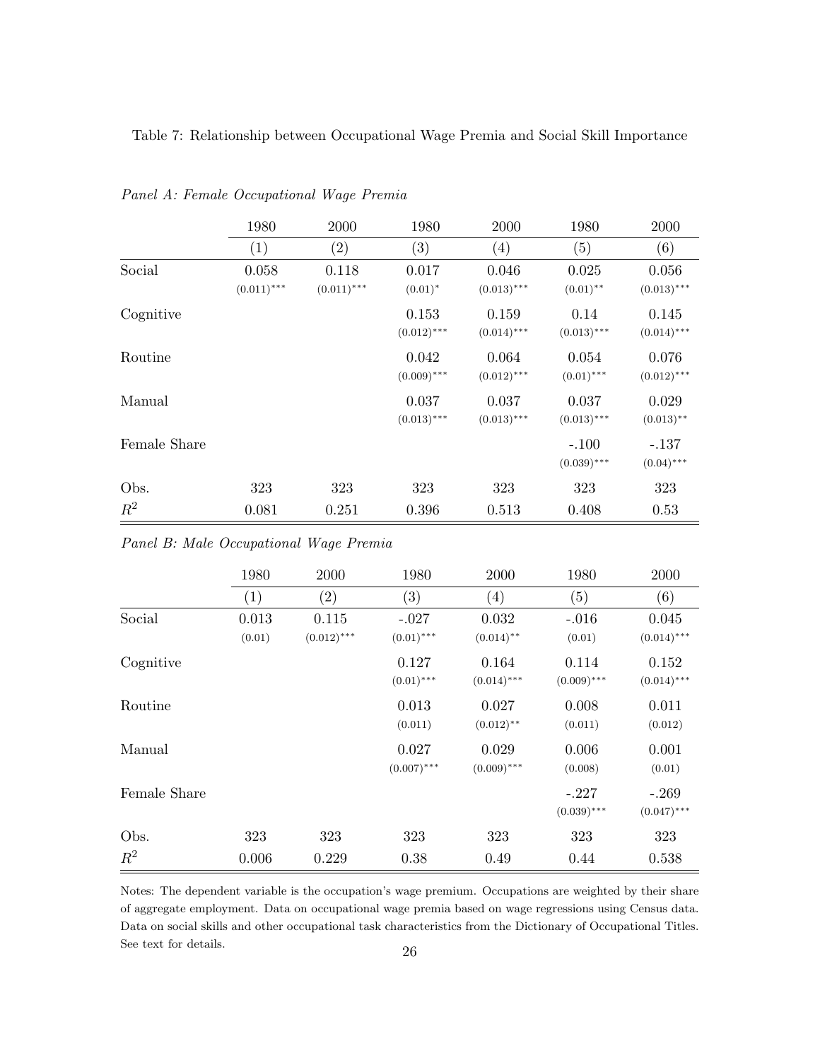Table 7: Relationship between Occupational Wage Premia and Social Skill Importance

*Panel A: Female Occupational Wage Premia*

| | 1980 | 2000 | 1980 | 2000 | 1980 | 2000 |
|---|---|---|---|---|---|---|
| | (1) | (2) | (3) | (4) | (5) | (6) |
| Social | 0.058 | 0.118 | 0.017 | 0.046 | 0.025 | 0.056 |
| | $(0.011)^{***}$ | $(0.011)^{***}$ | $(0.01)^{*}$ | $(0.013)^{***}$ | $(0.01)^{**}$ | $(0.013)^{***}$ |
| Cognitive | | | 0.153 | 0.159 | 0.14 | 0.145 |
| | | | $(0.012)^{***}$ | $(0.014)^{***}$ | $(0.013)^{***}$ | $(0.014)^{***}$ |
| Routine | | | 0.042 | 0.064 | 0.054 | 0.076 |
| | | | $(0.009)^{***}$ | $(0.012)^{***}$ | $(0.01)^{***}$ | $(0.012)^{***}$ |
| Manual | | | 0.037 | 0.037 | 0.037 | 0.029 |
| | | | $(0.013)^{***}$ | $(0.013)^{***}$ | $(0.013)^{***}$ | $(0.013)^{**}$ |
| Female Share | | | | | -.100 | -.137 |
| | | | | | $(0.039)^{***}$ | $(0.04)^{***}$ |
| Obs. | 323 | 323 | 323 | 323 | 323 | 323 |
| $R^2$ | 0.081 | 0.251 | 0.396 | 0.513 | 0.408 | 0.53 |

*Panel B: Male Occupational Wage Premia*

| | 1980 | 2000 | 1980 | 2000 | 1980 | 2000 |
|---|---|---|---|---|---|---|
| | (1) | (2) | (3) | (4) | (5) | (6) |
| Social | 0.013 | 0.115 | -.027 | 0.032 | -.016 | 0.045 |
| | (0.01) | $(0.012)^{***}$ | $(0.01)^{***}$ | $(0.014)^{**}$ | (0.01) | $(0.014)^{***}$ |
| Cognitive | | | 0.127 | 0.164 | 0.114 | 0.152 |
| | | | $(0.01)^{***}$ | $(0.014)^{***}$ | $(0.009)^{***}$ | $(0.014)^{***}$ |
| Routine | | | 0.013 | 0.027 | 0.008 | 0.011 |
| | | | (0.011) | $(0.012)^{**}$ | (0.011) | (0.012) |
| Manual | | | 0.027 | 0.029 | 0.006 | 0.001 |
| | | | $(0.007)^{***}$ | $(0.009)^{***}$ | (0.008) | (0.01) |
| Female Share | | | | | -.227 | -.269 |
| | | | | | $(0.039)^{***}$ | $(0.047)^{***}$ |
| Obs. | 323 | 323 | 323 | 323 | 323 | 323 |
| $R^2$ | 0.006 | 0.229 | 0.38 | 0.49 | 0.44 | 0.538 |

Notes: The dependent variable is the occupation's wage premium. Occupations are weighted by their share of aggregate employment. Data on occupational wage premia based on wage regressions using Census data. Data on social skills and other occupational task characteristics from the Dictionary of Occupational Titles. See text for details.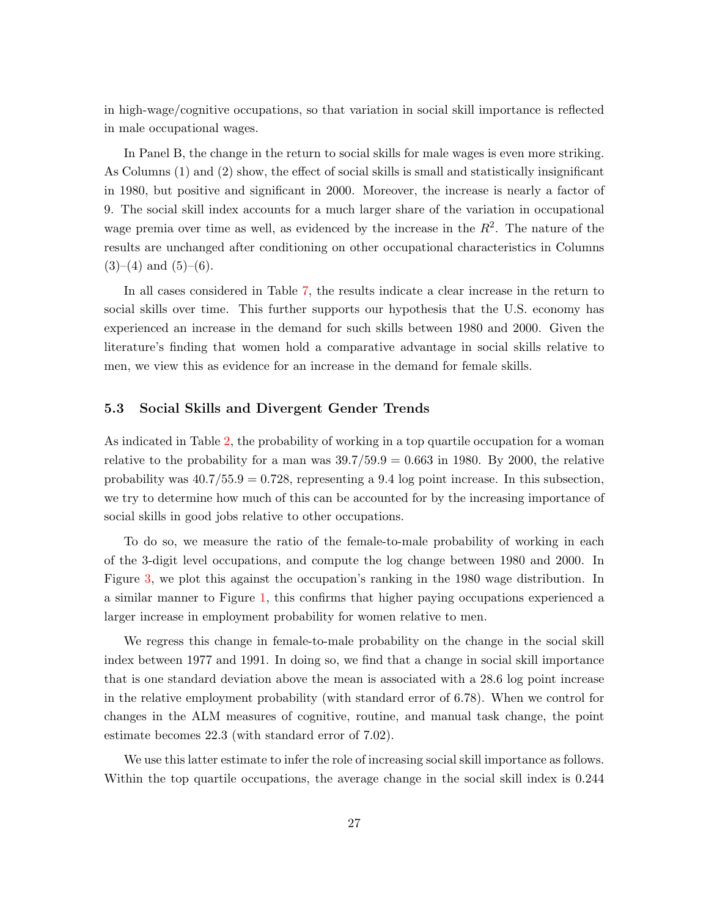in high-wage/cognitive occupations, so that variation in social skill importance is reflected in male occupational wages.

In Panel B, the change in the return to social skills for male wages is even more striking. As Columns (1) and (2) show, the effect of social skills is small and statistically insignificant in 1980, but positive and significant in 2000. Moreover, the increase is nearly a factor of 9. The social skill index accounts for a much larger share of the variation in occupational wage premia over time as well, as evidenced by the increase in the $R^2$. The nature of the results are unchanged after conditioning on other occupational characteristics in Columns (3)–(4) and (5)–(6).

In all cases considered in Table 7, the results indicate a clear increase in the return to social skills over time. This further supports our hypothesis that the U.S. economy has experienced an increase in the demand for such skills between 1980 and 2000. Given the literature's finding that women hold a comparative advantage in social skills relative to men, we view this as evidence for an increase in the demand for female skills.

### 5.3 Social Skills and Divergent Gender Trends

As indicated in Table 2, the probability of working in a top quartile occupation for a woman relative to the probability for a man was $39.7/59.9 = 0.663$ in 1980. By 2000, the relative probability was $40.7/55.9 = 0.728$, representing a 9.4 log point increase. In this subsection, we try to determine how much of this can be accounted for by the increasing importance of social skills in good jobs relative to other occupations.

To do so, we measure the ratio of the female-to-male probability of working in each of the 3-digit level occupations, and compute the log change between 1980 and 2000. In Figure 3, we plot this against the occupation's ranking in the 1980 wage distribution. In a similar manner to Figure 1, this confirms that higher paying occupations experienced a larger increase in employment probability for women relative to men.

We regress this change in female-to-male probability on the change in the social skill index between 1977 and 1991. In doing so, we find that a change in social skill importance that is one standard deviation above the mean is associated with a 28.6 log point increase in the relative employment probability (with standard error of 6.78). When we control for changes in the ALM measures of cognitive, routine, and manual task change, the point estimate becomes 22.3 (with standard error of 7.02).

We use this latter estimate to infer the role of increasing social skill importance as follows. Within the top quartile occupations, the average change in the social skill index is 0.244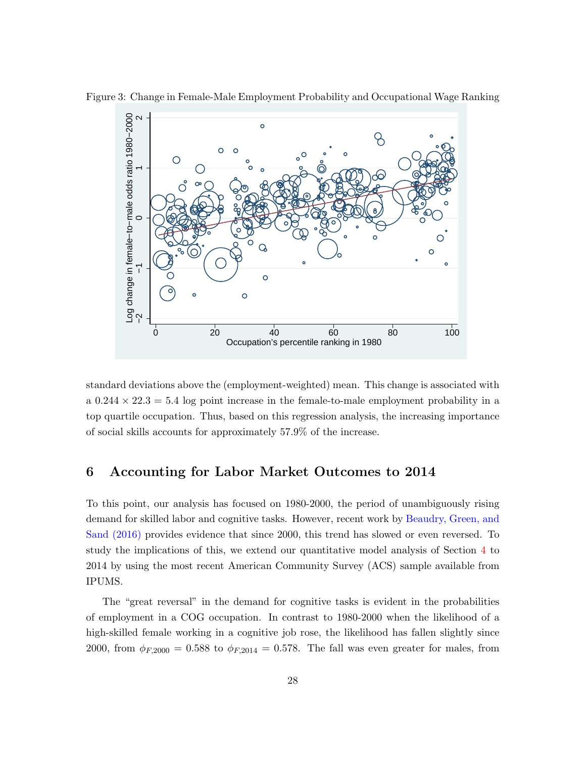Figure 3: Change in Female-Male Employment Probability and Occupational Wage Ranking

standard deviations above the (employment-weighted) mean. This change is associated with a $0.244 \times 22.3 = 5.4$ log point increase in the female-to-male employment probability in a top quartile occupation. Thus, based on this regression analysis, the increasing importance of social skills accounts for approximately 57.9% of the increase.

# 6 Accounting for Labor Market Outcomes to 2014

To this point, our analysis has focused on 1980-2000, the period of unambiguously rising demand for skilled labor and cognitive tasks. However, recent work by Beaudry, Green, and Sand (2016) provides evidence that since 2000, this trend has slowed or even reversed. To study the implications of this, we extend our quantitative model analysis of Section 4 to 2014 by using the most recent American Community Survey (ACS) sample available from IPUMS.

The "great reversal" in the demand for cognitive tasks is evident in the probabilities of employment in a COG occupation. In contrast to 1980-2000 when the likelihood of a high-skilled female working in a cognitive job rose, the likelihood has fallen slightly since 2000, from $\phi_{F,2000} = 0.588$ to $\phi_{F,2014} = 0.578$. The fall was even greater for males, from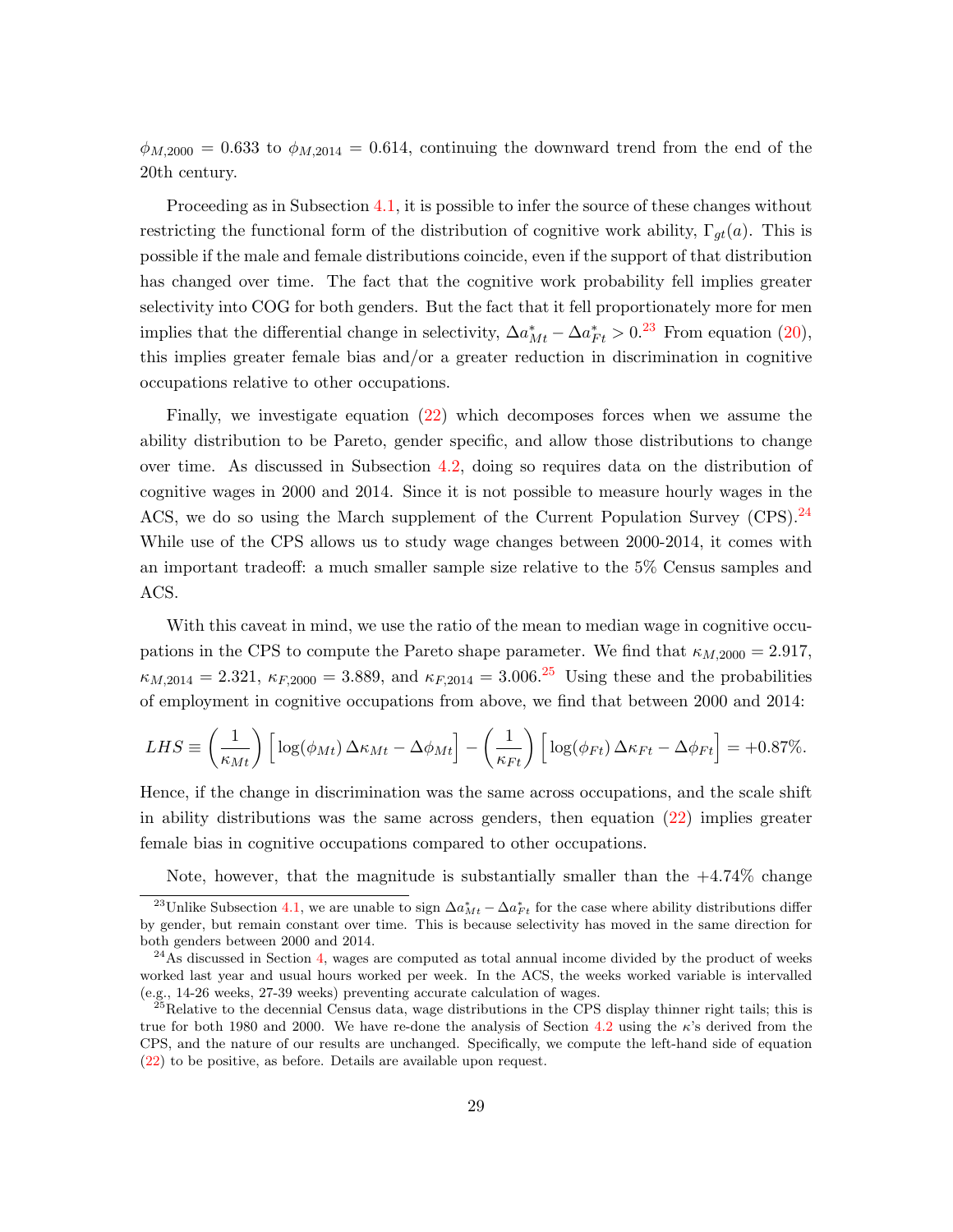$\phi_{M,2000} = 0.633$ to $\phi_{M,2014} = 0.614$, continuing the downward trend from the end of the 20th century.

Proceeding as in Subsection 4.1, it is possible to infer the source of these changes without restricting the functional form of the distribution of cognitive work ability, $\Gamma_{gt}(a)$. This is possible if the male and female distributions coincide, even if the support of that distribution has changed over time. The fact that the cognitive work probability fell implies greater selectivity into COG for both genders. But the fact that it fell proportionately more for men implies that the differential change in selectivity, $\Delta a^*_{Mt} - \Delta a^*_{Ft} > 0$.[23] From equation (20), this implies greater female bias and/or a greater reduction in discrimination in cognitive occupations relative to other occupations.

Finally, we investigate equation (22) which decomposes forces when we assume the ability distribution to be Pareto, gender specific, and allow those distributions to change over time. As discussed in Subsection 4.2, doing so requires data on the distribution of cognitive wages in 2000 and 2014. Since it is not possible to measure hourly wages in the ACS, we do so using the March supplement of the Current Population Survey (CPS).[24] While use of the CPS allows us to study wage changes between 2000-2014, it comes with an important tradeoff: a much smaller sample size relative to the 5% Census samples and ACS.

With this caveat in mind, we use the ratio of the mean to median wage in cognitive occupations in the CPS to compute the Pareto shape parameter. We find that $\kappa_{M,2000} = 2.917$, $\kappa_{M,2014} = 2.321$, $\kappa_{F,2000} = 3.889$, and $\kappa_{F,2014} = 3.006$.[25] Using these and the probabilities of employment in cognitive occupations from above, we find that between 2000 and 2014:

$$LHS \equiv \left(\frac{1}{\kappa_{Mt}}\right)\Big[\log(\phi_{Mt})\,\Delta\kappa_{Mt} - \Delta\phi_{Mt}\Big] - \left(\frac{1}{\kappa_{Ft}}\right)\Big[\log(\phi_{Ft})\,\Delta\kappa_{Ft} - \Delta\phi_{Ft}\Big] = +0.87\%.$$

Hence, if the change in discrimination was the same across occupations, and the scale shift in ability distributions was the same across genders, then equation (22) implies greater female bias in cognitive occupations compared to other occupations.

Note, however, that the magnitude is substantially smaller than the +4.74% change

---

[23] Unlike Subsection 4.1, we are unable to sign $\Delta a^*_{Mt} - \Delta a^*_{Ft}$ for the case where ability distributions differ by gender, but remain constant over time. This is because selectivity has moved in the same direction for both genders between 2000 and 2014.

[24] As discussed in Section 4, wages are computed as total annual income divided by the product of weeks worked last year and usual hours worked per week. In the ACS, the weeks worked variable is intervalled (e.g., 14-26 weeks, 27-39 weeks) preventing accurate calculation of wages.

[25] Relative to the decennial Census data, wage distributions in the CPS display thinner right tails; this is true for both 1980 and 2000. We have re-done the analysis of Section 4.2 using the $\kappa$'s derived from the CPS, and the nature of our results are unchanged. Specifically, we compute the left-hand side of equation (22) to be positive, as before. Details are available upon request.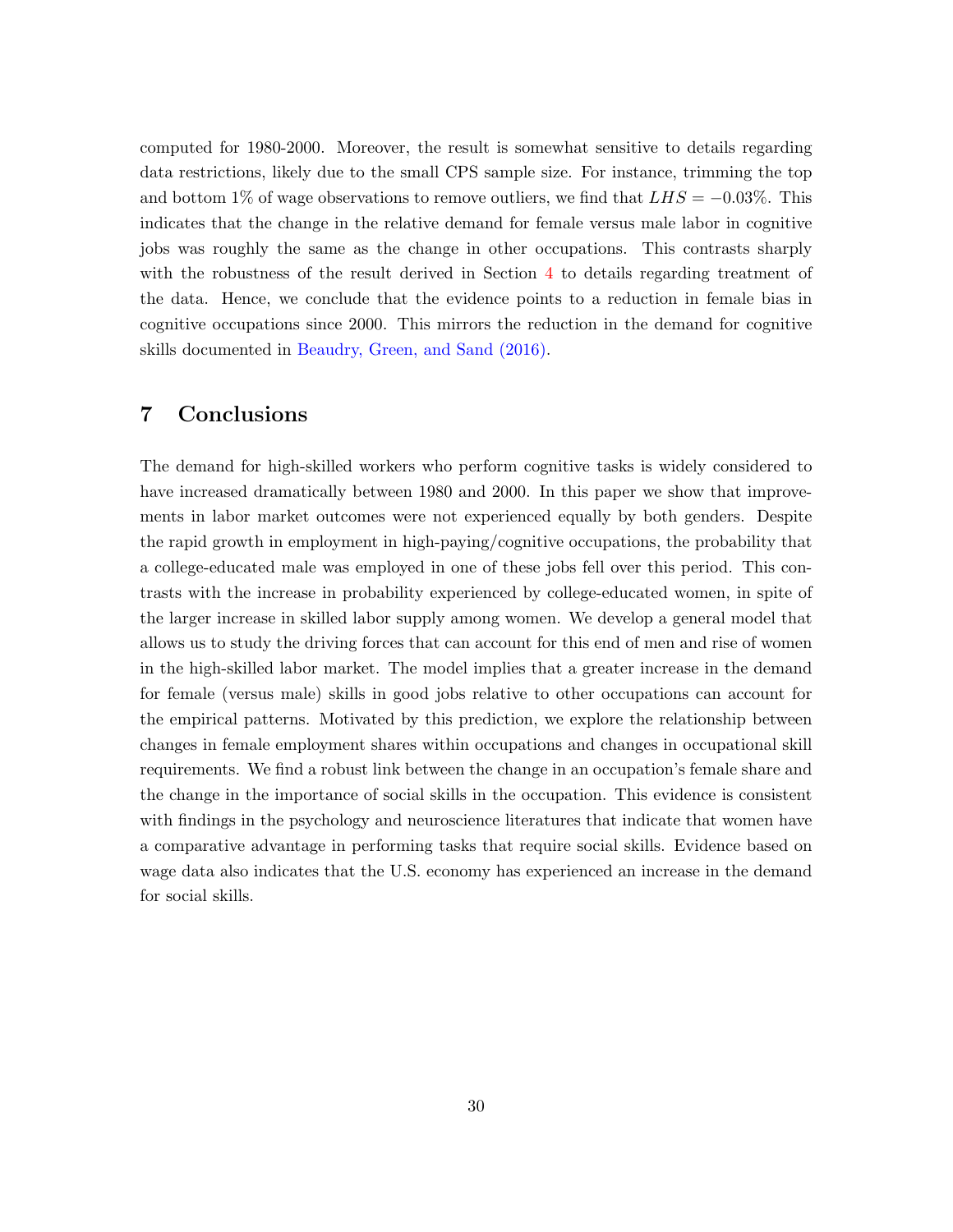computed for 1980-2000. Moreover, the result is somewhat sensitive to details regarding data restrictions, likely due to the small CPS sample size. For instance, trimming the top and bottom 1% of wage observations to remove outliers, we find that $LHS = -0.03\%$. This indicates that the change in the relative demand for female versus male labor in cognitive jobs was roughly the same as the change in other occupations. This contrasts sharply with the robustness of the result derived in Section 4 to details regarding treatment of the data. Hence, we conclude that the evidence points to a reduction in female bias in cognitive occupations since 2000. This mirrors the reduction in the demand for cognitive skills documented in Beaudry, Green, and Sand (2016).

# 7 Conclusions

The demand for high-skilled workers who perform cognitive tasks is widely considered to have increased dramatically between 1980 and 2000. In this paper we show that improvements in labor market outcomes were not experienced equally by both genders. Despite the rapid growth in employment in high-paying/cognitive occupations, the probability that a college-educated male was employed in one of these jobs fell over this period. This contrasts with the increase in probability experienced by college-educated women, in spite of the larger increase in skilled labor supply among women. We develop a general model that allows us to study the driving forces that can account for this end of men and rise of women in the high-skilled labor market. The model implies that a greater increase in the demand for female (versus male) skills in good jobs relative to other occupations can account for the empirical patterns. Motivated by this prediction, we explore the relationship between changes in female employment shares within occupations and changes in occupational skill requirements. We find a robust link between the change in an occupation's female share and the change in the importance of social skills in the occupation. This evidence is consistent with findings in the psychology and neuroscience literatures that indicate that women have a comparative advantage in performing tasks that require social skills. Evidence based on wage data also indicates that the U.S. economy has experienced an increase in the demand for social skills.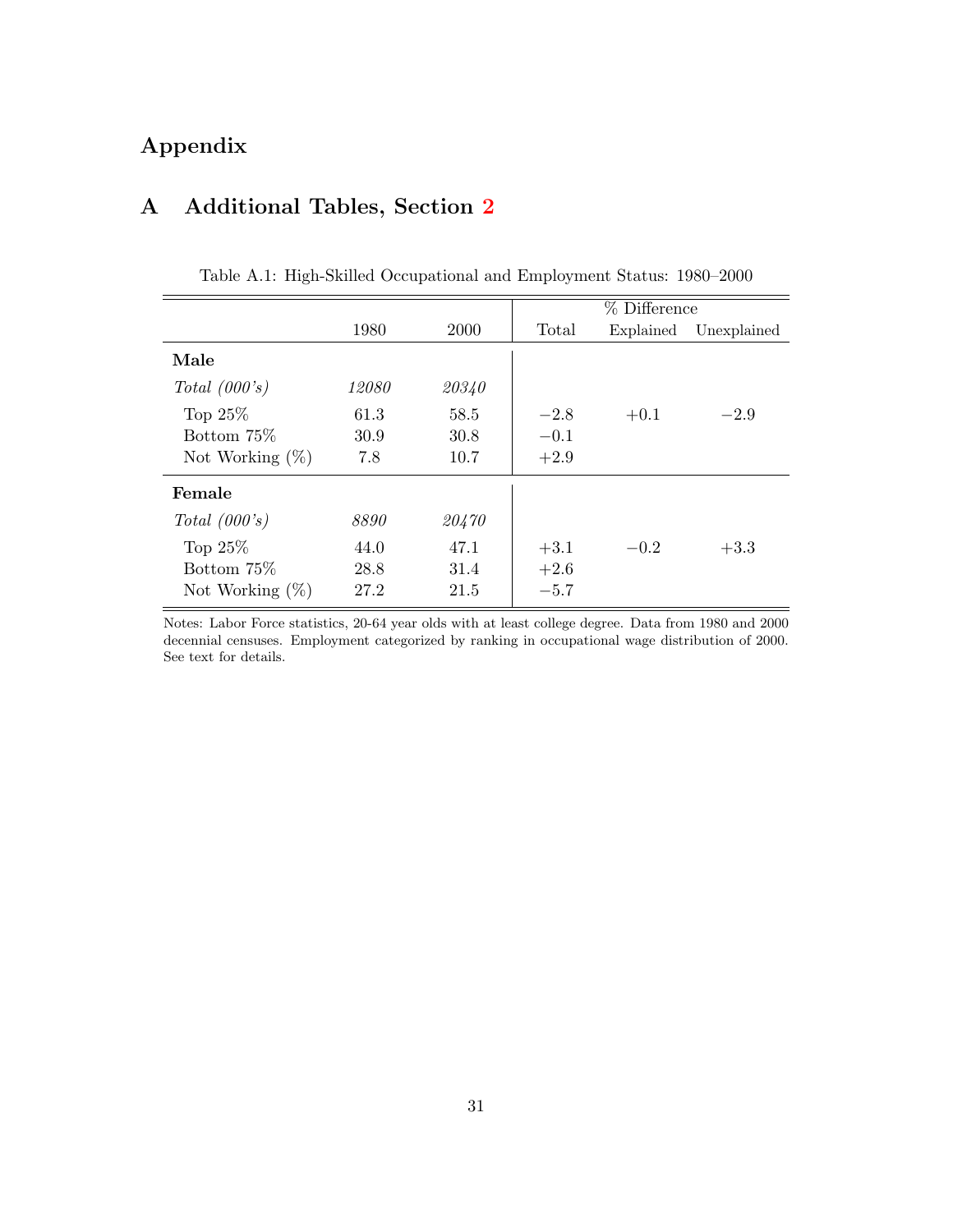# Appendix

## A Additional Tables, Section 2

Table A.1: High-Skilled Occupational and Employment Status: 1980–2000

| | 1980 | 2000 | % Difference | | |
|---|---|---|---|---|---|
| | | | Total | Explained | Unexplained |
| **Male** | | | | | |
| *Total (000's)* | *12080* | *20340* | | | |
| Top 25% | 61.3 | 58.5 | −2.8 | +0.1 | −2.9 |
| Bottom 75% | 30.9 | 30.8 | −0.1 | | |
| Not Working (%) | 7.8 | 10.7 | +2.9 | | |
| **Female** | | | | | |
| *Total (000's)* | *8890* | *20470* | | | |
| Top 25% | 44.0 | 47.1 | +3.1 | −0.2 | +3.3 |
| Bottom 75% | 28.8 | 31.4 | +2.6 | | |
| Not Working (%) | 27.2 | 21.5 | −5.7 | | |

Notes: Labor Force statistics, 20-64 year olds with at least college degree. Data from 1980 and 2000 decennial censuses. Employment categorized by ranking in occupational wage distribution of 2000. See text for details.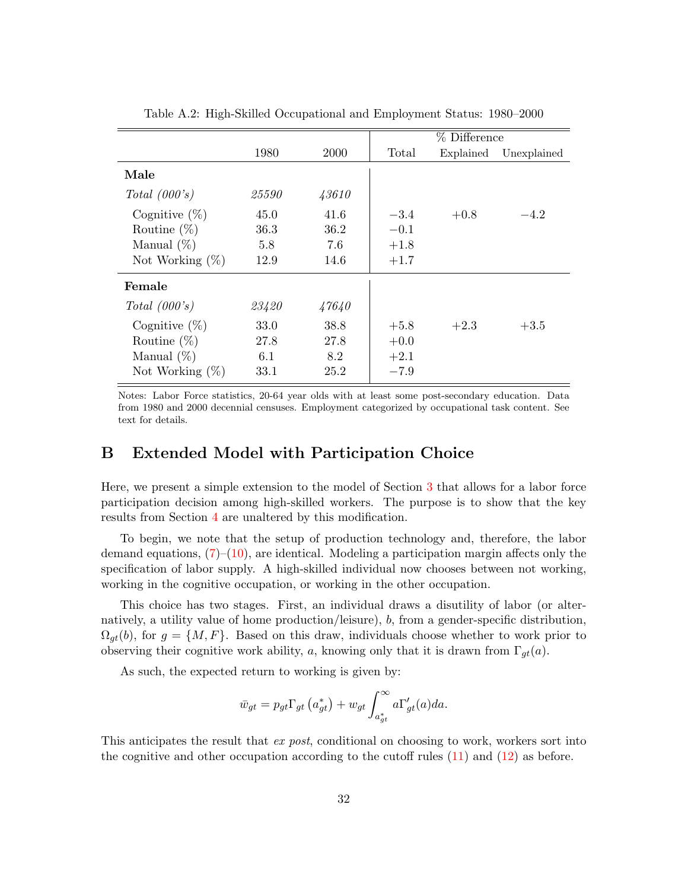Table A.2: High-Skilled Occupational and Employment Status: 1980–2000

| | 1980 | 2000 | % Difference | | |
|---|---|---|---|---|---|
| | | | Total | Explained | Unexplained |
| **Male** | | | | | |
| *Total (000's)* | *25590* | *43610* | | | |
| Cognitive (%) | 45.0 | 41.6 | −3.4 | +0.8 | −4.2 |
| Routine (%) | 36.3 | 36.2 | −0.1 | | |
| Manual (%) | 5.8 | 7.6 | +1.8 | | |
| Not Working (%) | 12.9 | 14.6 | +1.7 | | |
| **Female** | | | | | |
| *Total (000's)* | *23420* | *47640* | | | |
| Cognitive (%) | 33.0 | 38.8 | +5.8 | +2.3 | +3.5 |
| Routine (%) | 27.8 | 27.8 | +0.0 | | |
| Manual (%) | 6.1 | 8.2 | +2.1 | | |
| Not Working (%) | 33.1 | 25.2 | −7.9 | | |

Notes: Labor Force statistics, 20-64 year olds with at least some post-secondary education. Data from 1980 and 2000 decennial censuses. Employment categorized by occupational task content. See text for details.

# B Extended Model with Participation Choice

Here, we present a simple extension to the model of Section 3 that allows for a labor force participation decision among high-skilled workers. The purpose is to show that the key results from Section 4 are unaltered by this modification.

To begin, we note that the setup of production technology and, therefore, the labor demand equations, (7)–(10), are identical. Modeling a participation margin affects only the specification of labor supply. A high-skilled individual now chooses between not working, working in the cognitive occupation, or working in the other occupation.

This choice has two stages. First, an individual draws a disutility of labor (or alternatively, a utility value of home production/leisure), $b$, from a gender-specific distribution, $\Omega_{gt}(b)$, for $g = \{M, F\}$. Based on this draw, individuals choose whether to work prior to observing their cognitive work ability, $a$, knowing only that it is drawn from $\Gamma_{gt}(a)$.

As such, the expected return to working is given by:

$$\bar{w}_{gt} = p_{gt}\Gamma_{gt}\left(a^*_{gt}\right) + w_{gt}\int_{a^*_{gt}}^{\infty} a\Gamma'_{gt}(a)da.$$

This anticipates the result that *ex post*, conditional on choosing to work, workers sort into the cognitive and other occupation according to the cutoff rules (11) and (12) as before.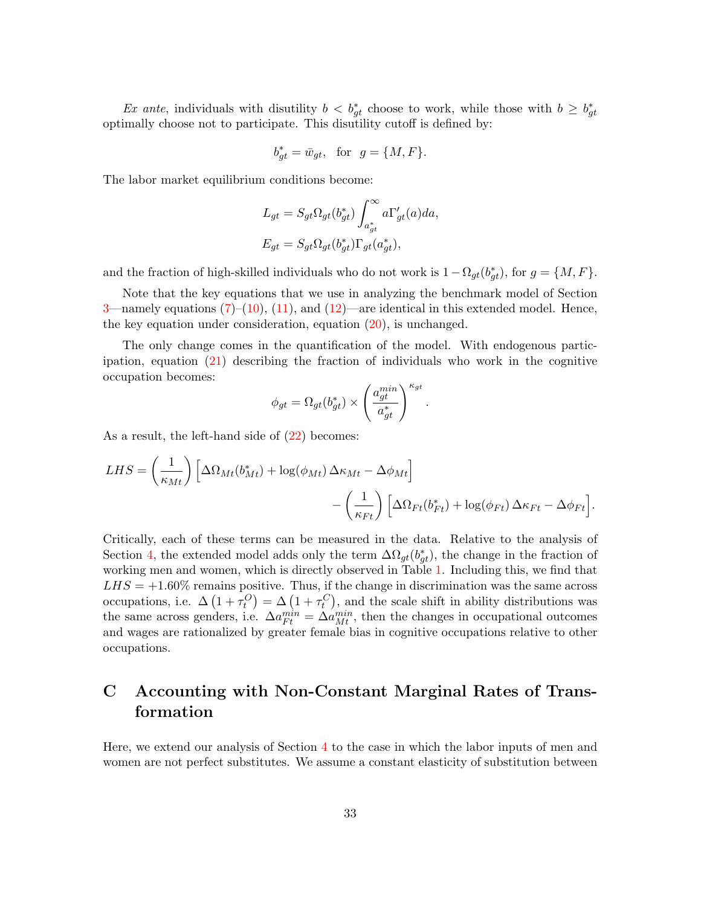*Ex ante*, individuals with disutility $b < b^*_{gt}$ choose to work, while those with $b \geq b^*_{gt}$ optimally choose not to participate. This disutility cutoff is defined by:

$$b^*_{gt} = \bar{w}_{gt}, \quad \text{for} \quad g = \{M, F\}.$$

The labor market equilibrium conditions become:

$$L_{gt} = S_{gt}\Omega_{gt}(b^*_{gt}) \int_{a^*_{gt}}^{\infty} a\Gamma'_{gt}(a)da,$$
$$E_{gt} = S_{gt}\Omega_{gt}(b^*_{gt})\Gamma_{gt}(a^*_{gt}),$$

and the fraction of high-skilled individuals who do not work is $1 - \Omega_{gt}(b^*_{gt})$, for $g = \{M, F\}$.

Note that the key equations that we use in analyzing the benchmark model of Section 3—namely equations (7)–(10), (11), and (12)—are identical in this extended model. Hence, the key equation under consideration, equation (20), is unchanged.

The only change comes in the quantification of the model. With endogenous participation, equation (21) describing the fraction of individuals who work in the cognitive occupation becomes:

$$\phi_{gt} = \Omega_{gt}(b^*_{gt}) \times \left(\frac{a^{min}_{gt}}{a^*_{gt}}\right)^{\kappa_{gt}}.$$

As a result, the left-hand side of (22) becomes:

$$LHS = \left(\frac{1}{\kappa_{Mt}}\right)\Big[\Delta\Omega_{Mt}(b^*_{Mt}) + \log(\phi_{Mt})\,\Delta\kappa_{Mt} - \Delta\phi_{Mt}\Big] - \left(\frac{1}{\kappa_{Ft}}\right)\Big[\Delta\Omega_{Ft}(b^*_{Ft}) + \log(\phi_{Ft})\,\Delta\kappa_{Ft} - \Delta\phi_{Ft}\Big].$$

Critically, each of these terms can be measured in the data. Relative to the analysis of Section 4, the extended model adds only the term $\Delta\Omega_{gt}(b^*_{gt})$, the change in the fraction of working men and women, which is directly observed in Table 1. Including this, we find that $LHS = +1.60\%$ remains positive. Thus, if the change in discrimination was the same across occupations, i.e. $\Delta\left(1 + \tau^O_t\right) = \Delta\left(1 + \tau^C_t\right)$, and the scale shift in ability distributions was the same across genders, i.e. $\Delta a^{min}_{Ft} = \Delta a^{min}_{Mt}$, then the changes in occupational outcomes and wages are rationalized by greater female bias in cognitive occupations relative to other occupations.

# C Accounting with Non-Constant Marginal Rates of Transformation

Here, we extend our analysis of Section 4 to the case in which the labor inputs of men and women are not perfect substitutes. We assume a constant elasticity of substitution between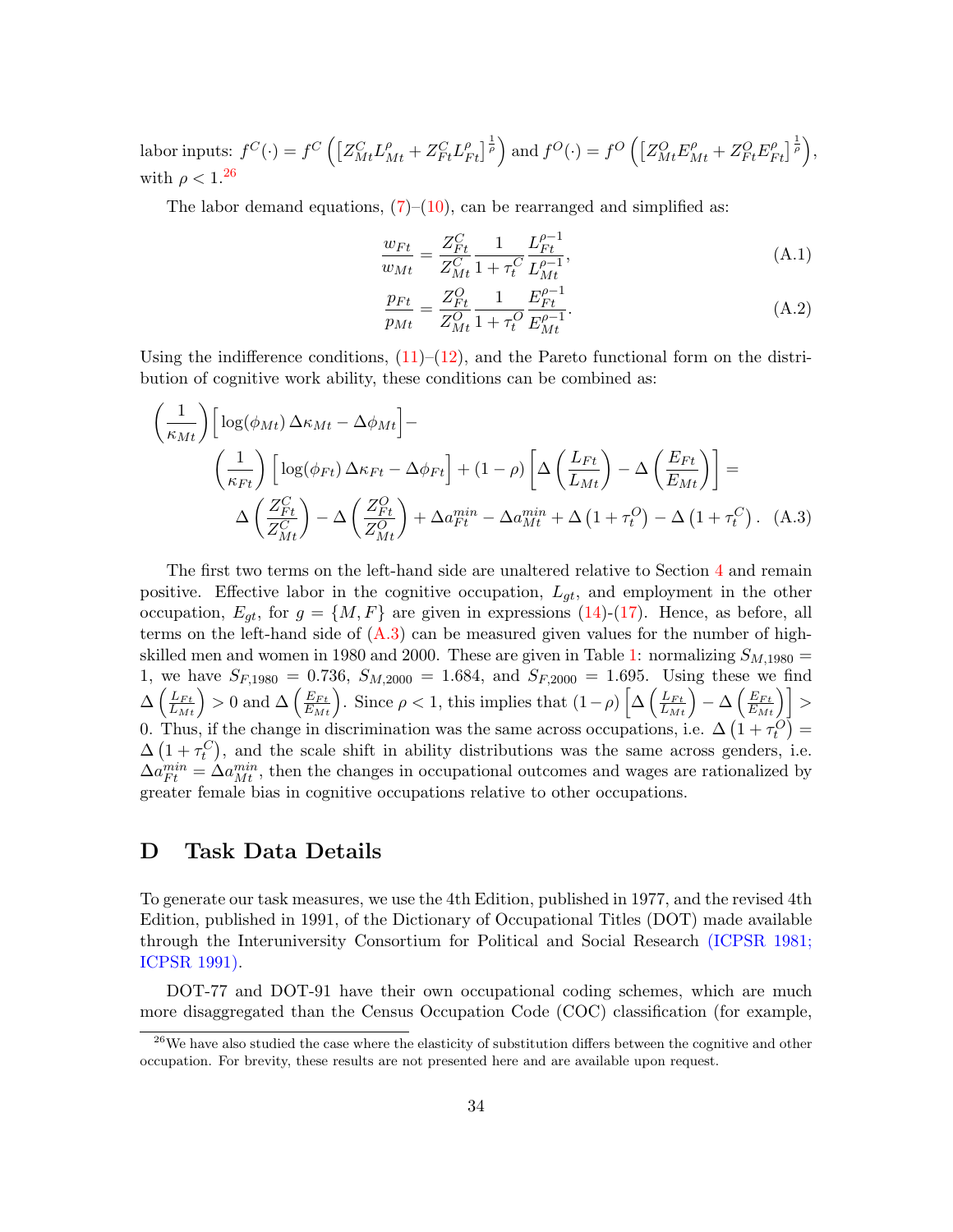labor inputs: $f^C(\cdot) = f^C\left(\left[Z^C_{Mt}L^\rho_{Mt} + Z^C_{Ft}L^\rho_{Ft}\right]^{\frac{1}{\rho}}\right)$ and $f^O(\cdot) = f^O\left(\left[Z^O_{Mt}E^\rho_{Mt} + Z^O_{Ft}E^\rho_{Ft}\right]^{\frac{1}{\rho}}\right)$, with $\rho < 1$.[26]

The labor demand equations, (7)–(10), can be rearranged and simplified as:

$$\frac{w_{Ft}}{w_{Mt}} = \frac{Z^C_{Ft}}{Z^C_{Mt}} \frac{1}{1+\tau^C_t} \frac{L^{\rho-1}_{Ft}}{L^{\rho-1}_{Mt}}, \tag{A.1}$$

$$\frac{p_{Ft}}{p_{Mt}} = \frac{Z^O_{Ft}}{Z^O_{Mt}} \frac{1}{1+\tau^O_t} \frac{E^{\rho-1}_{Ft}}{E^{\rho-1}_{Mt}}. \tag{A.2}$$

Using the indifference conditions, (11)–(12), and the Pareto functional form on the distribution of cognitive work ability, these conditions can be combined as:

$$\begin{aligned}
&\left(\frac{1}{\kappa_{Mt}}\right)\Big[\log(\phi_{Mt})\,\Delta\kappa_{Mt} - \Delta\phi_{Mt}\Big] - \\
&\qquad \left(\frac{1}{\kappa_{Ft}}\right)\Big[\log(\phi_{Ft})\,\Delta\kappa_{Ft} - \Delta\phi_{Ft}\Big] + (1-\rho)\left[\Delta\left(\frac{L_{Ft}}{L_{Mt}}\right) - \Delta\left(\frac{E_{Ft}}{E_{Mt}}\right)\right] = \\
&\qquad \Delta\left(\frac{Z^C_{Ft}}{Z^C_{Mt}}\right) - \Delta\left(\frac{Z^O_{Ft}}{Z^O_{Mt}}\right) + \Delta a^{min}_{Ft} - \Delta a^{min}_{Mt} + \Delta\left(1+\tau^O_t\right) - \Delta\left(1+\tau^C_t\right).
\end{aligned} \tag{A.3}$$

The first two terms on the left-hand side are unaltered relative to Section 4 and remain positive. Effective labor in the cognitive occupation, $L_{gt}$, and employment in the other occupation, $E_{gt}$, for $g = \{M, F\}$ are given in expressions (14)-(17). Hence, as before, all terms on the left-hand side of (A.3) can be measured given values for the number of high-skilled men and women in 1980 and 2000. These are given in Table 1: normalizing $S_{M,1980} = 1$, we have $S_{F,1980} = 0.736$, $S_{M,2000} = 1.684$, and $S_{F,2000} = 1.695$. Using these we find $\Delta\left(\frac{L_{Ft}}{L_{Mt}}\right) > 0$ and $\Delta\left(\frac{E_{Ft}}{E_{Mt}}\right)$. Since $\rho < 1$, this implies that $(1-\rho)\left[\Delta\left(\frac{L_{Ft}}{L_{Mt}}\right) - \Delta\left(\frac{E_{Ft}}{E_{Mt}}\right)\right] > 0$. Thus, if the change in discrimination was the same across occupations, i.e. $\Delta\left(1+\tau^O_t\right) = \Delta\left(1+\tau^C_t\right)$, and the scale shift in ability distributions was the same across genders, i.e. $\Delta a^{min}_{Ft} = \Delta a^{min}_{Mt}$, then the changes in occupational outcomes and wages are rationalized by greater female bias in cognitive occupations relative to other occupations.

# D Task Data Details

To generate our task measures, we use the 4th Edition, published in 1977, and the revised 4th Edition, published in 1991, of the Dictionary of Occupational Titles (DOT) made available through the Interuniversity Consortium for Political and Social Research (ICPSR 1981; ICPSR 1991).

DOT-77 and DOT-91 have their own occupational coding schemes, which are much more disaggregated than the Census Occupation Code (COC) classification (for example,

[26] We have also studied the case where the elasticity of substitution differs between the cognitive and other occupation. For brevity, these results are not presented here and are available upon request.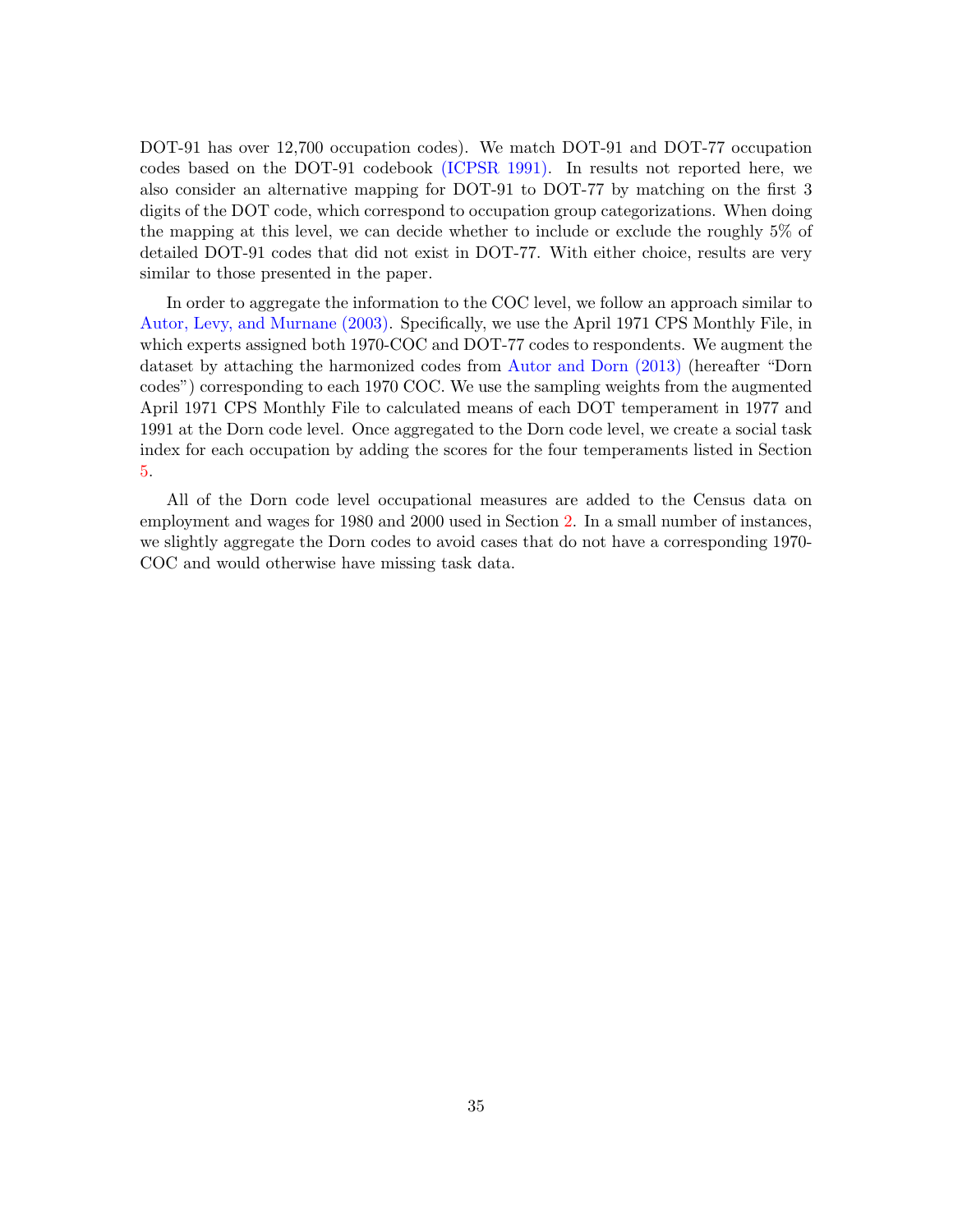DOT-91 has over 12,700 occupation codes). We match DOT-91 and DOT-77 occupation codes based on the DOT-91 codebook (ICPSR 1991). In results not reported here, we also consider an alternative mapping for DOT-91 to DOT-77 by matching on the first 3 digits of the DOT code, which correspond to occupation group categorizations. When doing the mapping at this level, we can decide whether to include or exclude the roughly 5% of detailed DOT-91 codes that did not exist in DOT-77. With either choice, results are very similar to those presented in the paper.

In order to aggregate the information to the COC level, we follow an approach similar to Autor, Levy, and Murnane (2003). Specifically, we use the April 1971 CPS Monthly File, in which experts assigned both 1970-COC and DOT-77 codes to respondents. We augment the dataset by attaching the harmonized codes from Autor and Dorn (2013) (hereafter "Dorn codes") corresponding to each 1970 COC. We use the sampling weights from the augmented April 1971 CPS Monthly File to calculated means of each DOT temperament in 1977 and 1991 at the Dorn code level. Once aggregated to the Dorn code level, we create a social task index for each occupation by adding the scores for the four temperaments listed in Section 5.

All of the Dorn code level occupational measures are added to the Census data on employment and wages for 1980 and 2000 used in Section 2. In a small number of instances, we slightly aggregate the Dorn codes to avoid cases that do not have a corresponding 1970-COC and would otherwise have missing task data.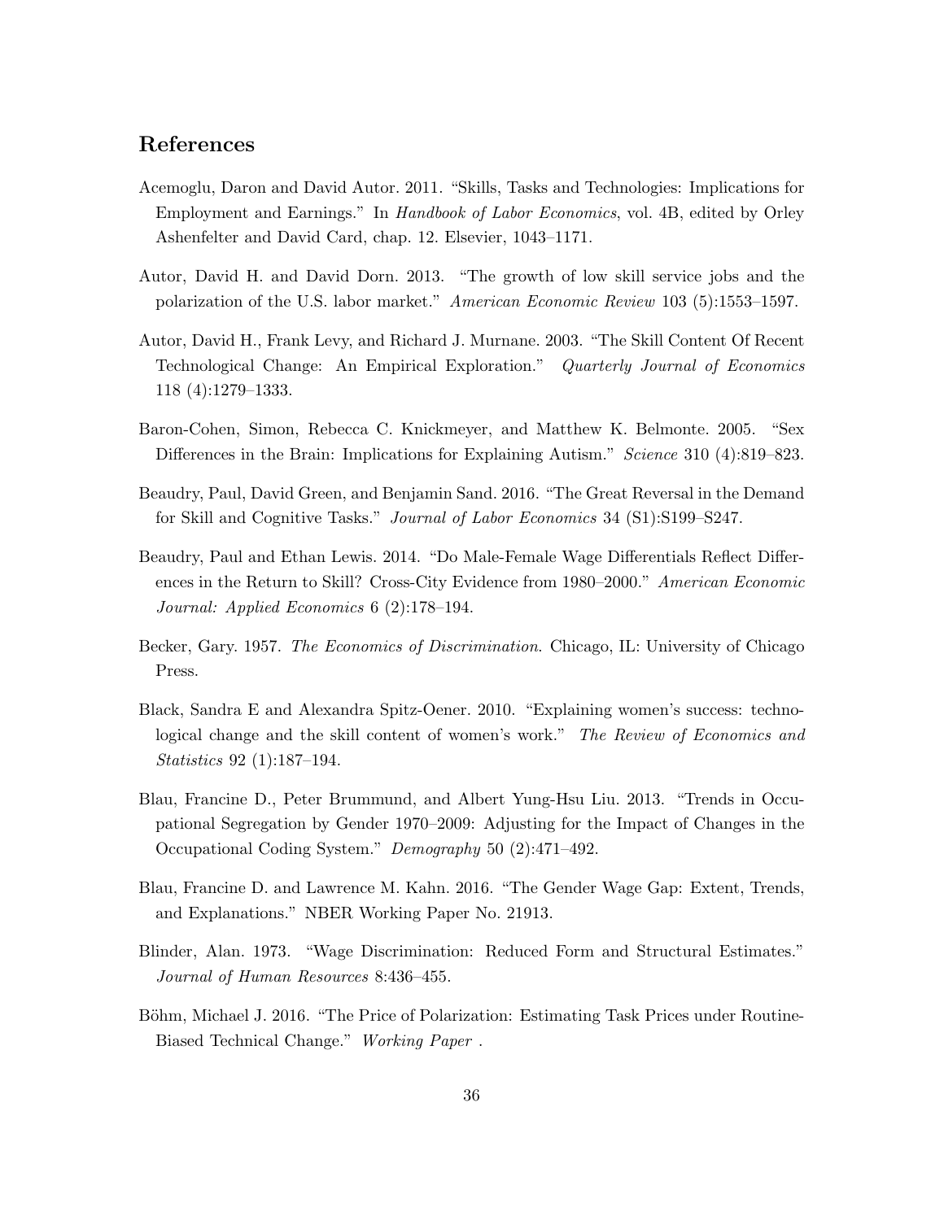## References

Acemoglu, Daron and David Autor. 2011. "Skills, Tasks and Technologies: Implications for Employment and Earnings." In *Handbook of Labor Economics*, vol. 4B, edited by Orley Ashenfelter and David Card, chap. 12. Elsevier, 1043–1171.

Autor, David H. and David Dorn. 2013. "The growth of low skill service jobs and the polarization of the U.S. labor market." *American Economic Review* 103 (5):1553–1597.

Autor, David H., Frank Levy, and Richard J. Murnane. 2003. "The Skill Content Of Recent Technological Change: An Empirical Exploration." *Quarterly Journal of Economics* 118 (4):1279–1333.

Baron-Cohen, Simon, Rebecca C. Knickmeyer, and Matthew K. Belmonte. 2005. "Sex Differences in the Brain: Implications for Explaining Autism." *Science* 310 (4):819–823.

Beaudry, Paul, David Green, and Benjamin Sand. 2016. "The Great Reversal in the Demand for Skill and Cognitive Tasks." *Journal of Labor Economics* 34 (S1):S199–S247.

Beaudry, Paul and Ethan Lewis. 2014. "Do Male-Female Wage Differentials Reflect Differences in the Return to Skill? Cross-City Evidence from 1980–2000." *American Economic Journal: Applied Economics* 6 (2):178–194.

Becker, Gary. 1957. *The Economics of Discrimination*. Chicago, IL: University of Chicago Press.

Black, Sandra E and Alexandra Spitz-Oener. 2010. "Explaining women's success: technological change and the skill content of women's work." *The Review of Economics and Statistics* 92 (1):187–194.

Blau, Francine D., Peter Brummund, and Albert Yung-Hsu Liu. 2013. "Trends in Occupational Segregation by Gender 1970–2009: Adjusting for the Impact of Changes in the Occupational Coding System." *Demography* 50 (2):471–492.

Blau, Francine D. and Lawrence M. Kahn. 2016. "The Gender Wage Gap: Extent, Trends, and Explanations." NBER Working Paper No. 21913.

Blinder, Alan. 1973. "Wage Discrimination: Reduced Form and Structural Estimates." *Journal of Human Resources* 8:436–455.

Böhm, Michael J. 2016. "The Price of Polarization: Estimating Task Prices under Routine-Biased Technical Change." *Working Paper* .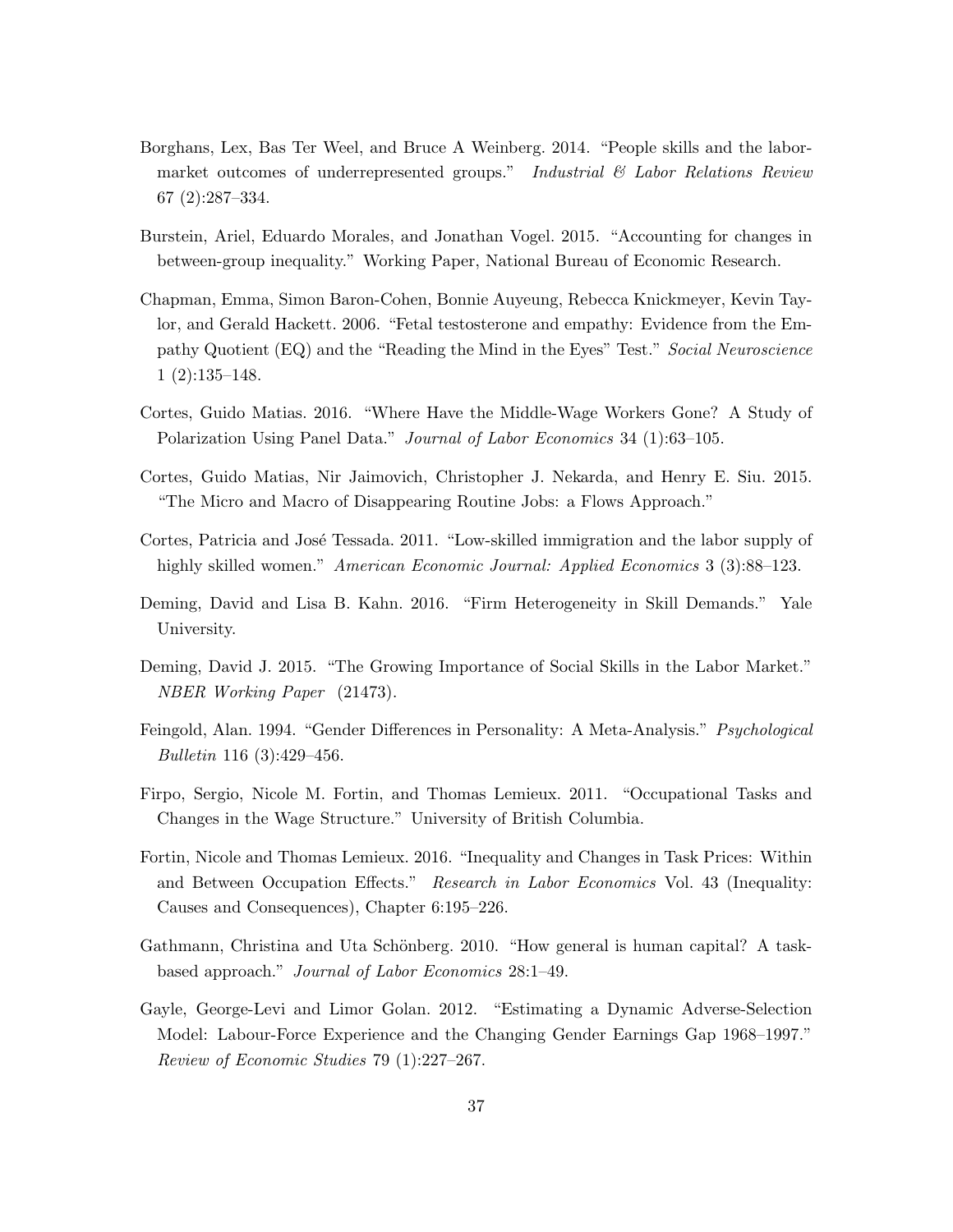Borghans, Lex, Bas Ter Weel, and Bruce A Weinberg. 2014. "People skills and the labor-market outcomes of underrepresented groups." *Industrial & Labor Relations Review* 67 (2):287–334.

Burstein, Ariel, Eduardo Morales, and Jonathan Vogel. 2015. "Accounting for changes in between-group inequality." Working Paper, National Bureau of Economic Research.

Chapman, Emma, Simon Baron-Cohen, Bonnie Auyeung, Rebecca Knickmeyer, Kevin Taylor, and Gerald Hackett. 2006. "Fetal testosterone and empathy: Evidence from the Empathy Quotient (EQ) and the "Reading the Mind in the Eyes" Test." *Social Neuroscience* 1 (2):135–148.

Cortes, Guido Matias. 2016. "Where Have the Middle-Wage Workers Gone? A Study of Polarization Using Panel Data." *Journal of Labor Economics* 34 (1):63–105.

Cortes, Guido Matias, Nir Jaimovich, Christopher J. Nekarda, and Henry E. Siu. 2015. "The Micro and Macro of Disappearing Routine Jobs: a Flows Approach."

Cortes, Patricia and José Tessada. 2011. "Low-skilled immigration and the labor supply of highly skilled women." *American Economic Journal: Applied Economics* 3 (3):88–123.

Deming, David and Lisa B. Kahn. 2016. "Firm Heterogeneity in Skill Demands." Yale University.

Deming, David J. 2015. "The Growing Importance of Social Skills in the Labor Market." *NBER Working Paper* (21473).

Feingold, Alan. 1994. "Gender Differences in Personality: A Meta-Analysis." *Psychological Bulletin* 116 (3):429–456.

Firpo, Sergio, Nicole M. Fortin, and Thomas Lemieux. 2011. "Occupational Tasks and Changes in the Wage Structure." University of British Columbia.

Fortin, Nicole and Thomas Lemieux. 2016. "Inequality and Changes in Task Prices: Within and Between Occupation Effects." *Research in Labor Economics* Vol. 43 (Inequality: Causes and Consequences), Chapter 6:195–226.

Gathmann, Christina and Uta Schönberg. 2010. "How general is human capital? A task-based approach." *Journal of Labor Economics* 28:1–49.

Gayle, George-Levi and Limor Golan. 2012. "Estimating a Dynamic Adverse-Selection Model: Labour-Force Experience and the Changing Gender Earnings Gap 1968–1997." *Review of Economic Studies* 79 (1):227–267.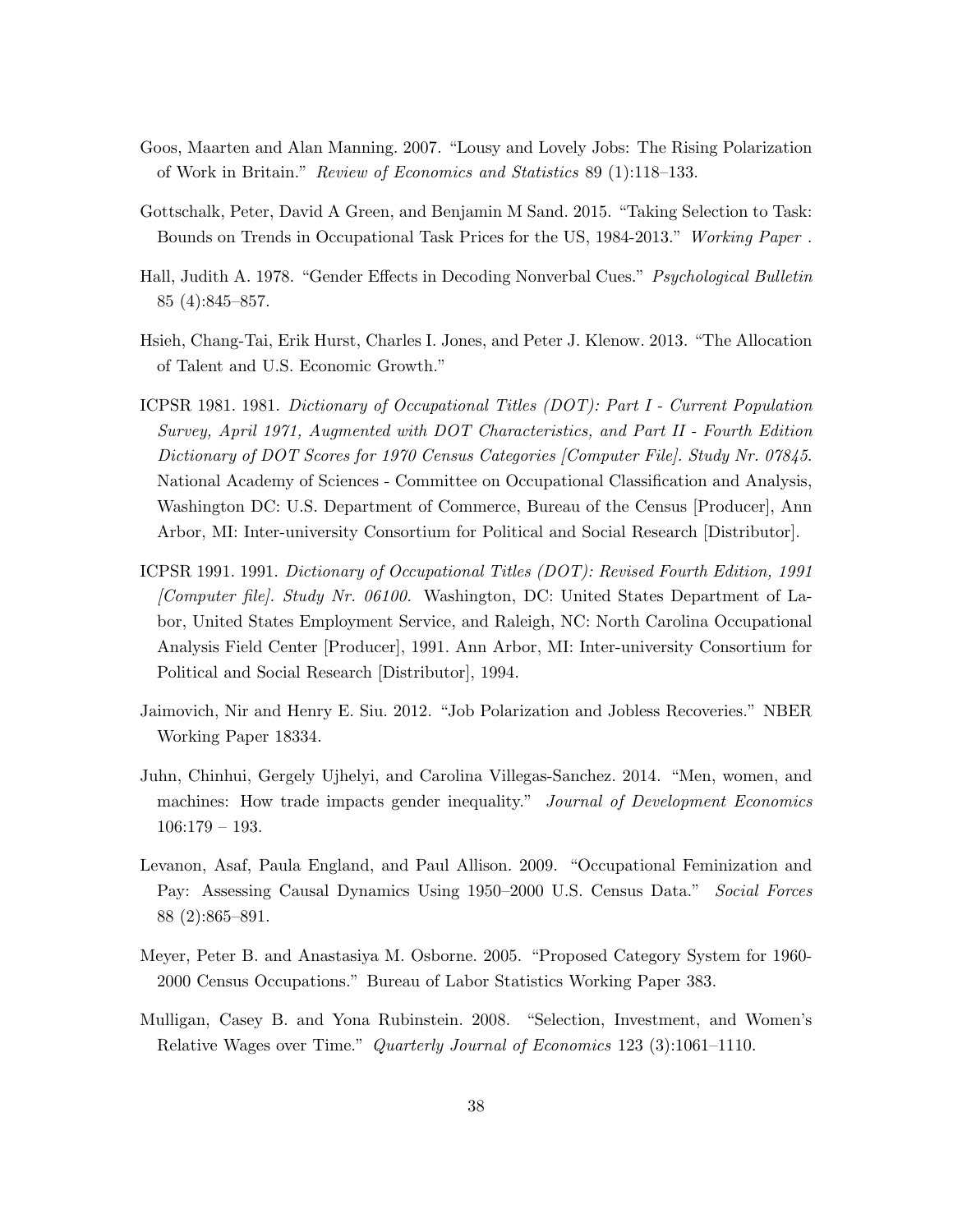Goos, Maarten and Alan Manning. 2007. "Lousy and Lovely Jobs: The Rising Polarization of Work in Britain." *Review of Economics and Statistics* 89 (1):118–133.

Gottschalk, Peter, David A Green, and Benjamin M Sand. 2015. "Taking Selection to Task: Bounds on Trends in Occupational Task Prices for the US, 1984-2013." *Working Paper* .

Hall, Judith A. 1978. "Gender Effects in Decoding Nonverbal Cues." *Psychological Bulletin* 85 (4):845–857.

Hsieh, Chang-Tai, Erik Hurst, Charles I. Jones, and Peter J. Klenow. 2013. "The Allocation of Talent and U.S. Economic Growth."

ICPSR 1981. 1981. *Dictionary of Occupational Titles (DOT): Part I - Current Population Survey, April 1971, Augmented with DOT Characteristics, and Part II - Fourth Edition Dictionary of DOT Scores for 1970 Census Categories [Computer File]. Study Nr. 07845.* National Academy of Sciences - Committee on Occupational Classification and Analysis, Washington DC: U.S. Department of Commerce, Bureau of the Census [Producer], Ann Arbor, MI: Inter-university Consortium for Political and Social Research [Distributor].

ICPSR 1991. 1991. *Dictionary of Occupational Titles (DOT): Revised Fourth Edition, 1991 [Computer file]. Study Nr. 06100.* Washington, DC: United States Department of Labor, United States Employment Service, and Raleigh, NC: North Carolina Occupational Analysis Field Center [Producer], 1991. Ann Arbor, MI: Inter-university Consortium for Political and Social Research [Distributor], 1994.

Jaimovich, Nir and Henry E. Siu. 2012. "Job Polarization and Jobless Recoveries." NBER Working Paper 18334.

Juhn, Chinhui, Gergely Ujhelyi, and Carolina Villegas-Sanchez. 2014. "Men, women, and machines: How trade impacts gender inequality." *Journal of Development Economics* 106:179 – 193.

Levanon, Asaf, Paula England, and Paul Allison. 2009. "Occupational Feminization and Pay: Assessing Causal Dynamics Using 1950–2000 U.S. Census Data." *Social Forces* 88 (2):865–891.

Meyer, Peter B. and Anastasiya M. Osborne. 2005. "Proposed Category System for 1960-2000 Census Occupations." Bureau of Labor Statistics Working Paper 383.

Mulligan, Casey B. and Yona Rubinstein. 2008. "Selection, Investment, and Women's Relative Wages over Time." *Quarterly Journal of Economics* 123 (3):1061–1110.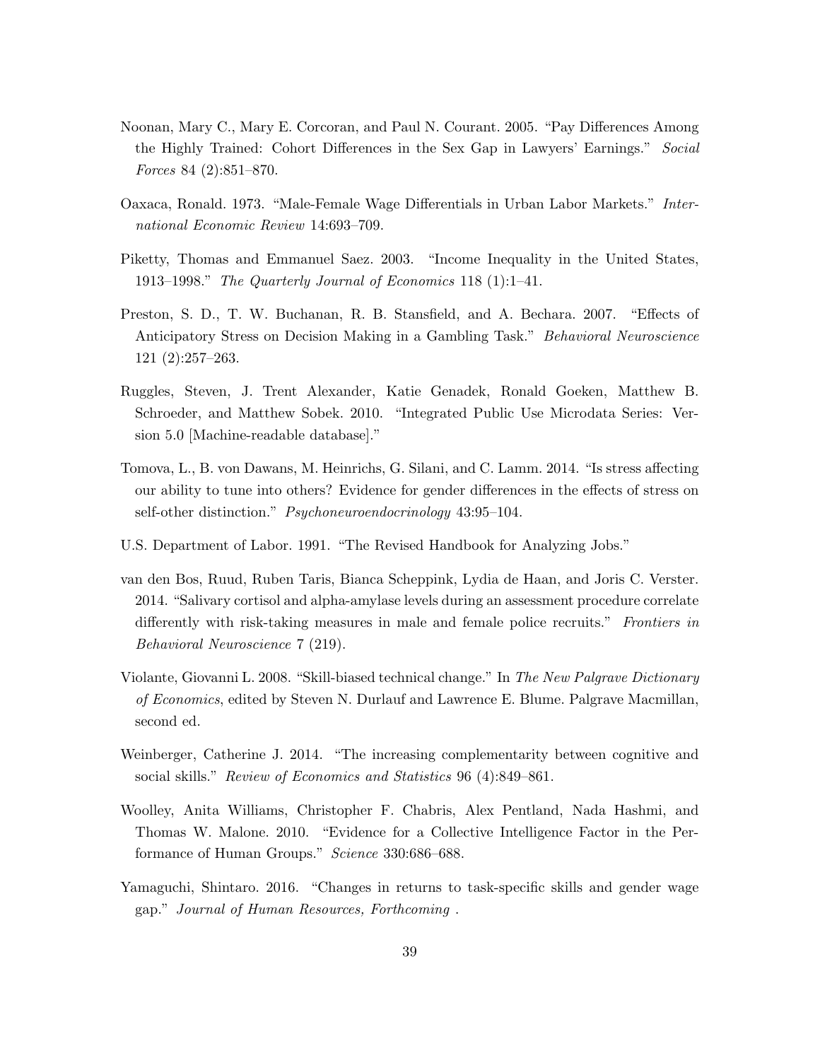Noonan, Mary C., Mary E. Corcoran, and Paul N. Courant. 2005. "Pay Differences Among the Highly Trained: Cohort Differences in the Sex Gap in Lawyers' Earnings." *Social Forces* 84 (2):851–870.

Oaxaca, Ronald. 1973. "Male-Female Wage Differentials in Urban Labor Markets." *International Economic Review* 14:693–709.

Piketty, Thomas and Emmanuel Saez. 2003. "Income Inequality in the United States, 1913–1998." *The Quarterly Journal of Economics* 118 (1):1–41.

Preston, S. D., T. W. Buchanan, R. B. Stansfield, and A. Bechara. 2007. "Effects of Anticipatory Stress on Decision Making in a Gambling Task." *Behavioral Neuroscience* 121 (2):257–263.

Ruggles, Steven, J. Trent Alexander, Katie Genadek, Ronald Goeken, Matthew B. Schroeder, and Matthew Sobek. 2010. "Integrated Public Use Microdata Series: Version 5.0 [Machine-readable database]."

Tomova, L., B. von Dawans, M. Heinrichs, G. Silani, and C. Lamm. 2014. "Is stress affecting our ability to tune into others? Evidence for gender differences in the effects of stress on self-other distinction." *Psychoneuroendocrinology* 43:95–104.

U.S. Department of Labor. 1991. "The Revised Handbook for Analyzing Jobs."

van den Bos, Ruud, Ruben Taris, Bianca Scheppink, Lydia de Haan, and Joris C. Verster. 2014. "Salivary cortisol and alpha-amylase levels during an assessment procedure correlate differently with risk-taking measures in male and female police recruits." *Frontiers in Behavioral Neuroscience* 7 (219).

Violante, Giovanni L. 2008. "Skill-biased technical change." In *The New Palgrave Dictionary of Economics*, edited by Steven N. Durlauf and Lawrence E. Blume. Palgrave Macmillan, second ed.

Weinberger, Catherine J. 2014. "The increasing complementarity between cognitive and social skills." *Review of Economics and Statistics* 96 (4):849–861.

Woolley, Anita Williams, Christopher F. Chabris, Alex Pentland, Nada Hashmi, and Thomas W. Malone. 2010. "Evidence for a Collective Intelligence Factor in the Performance of Human Groups." *Science* 330:686–688.

Yamaguchi, Shintaro. 2016. "Changes in returns to task-specific skills and gender wage gap." *Journal of Human Resources, Forthcoming* .